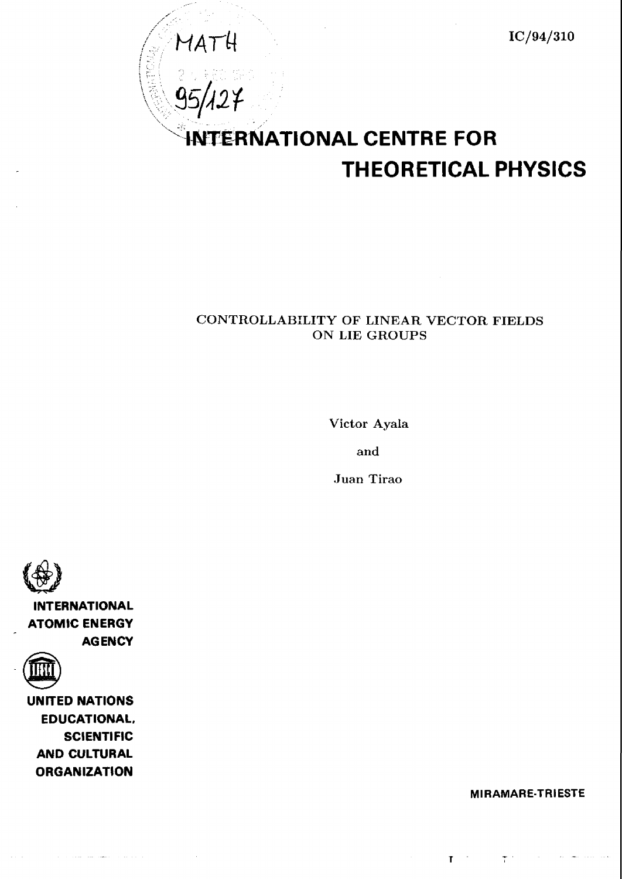MATH 95/127

IC/94/310

# INTERNATIONAL CENTRE FOR THEORETICAL PHYSICS

## CONTROLLABILITY OF LINEAR VECTOR FIELDS ON LIE GROUPS

Victor Ayala

and

Juan Tirao

INTERNATIONAL ATOMIC ENERGY AGENCY

UNITED NATIONS EDUCATIONAL, SCIENTIFIC AND CULTURAL ORGANIZATION

MIRAMARE-TRIESTE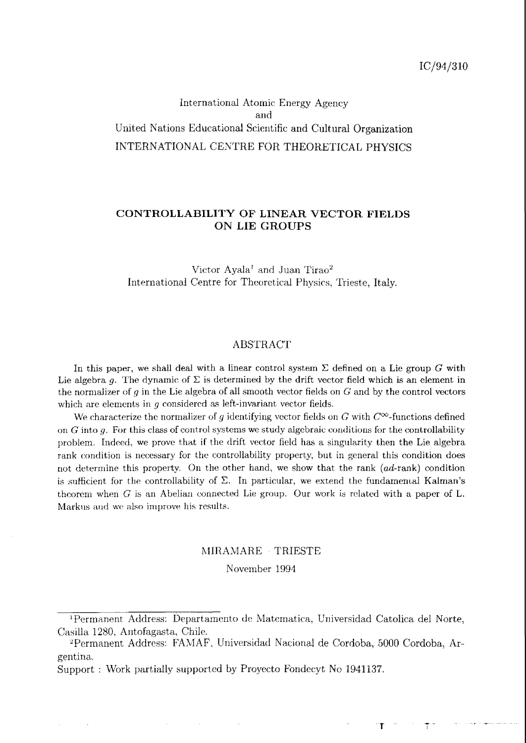IC/94/310

International Atomic Energy Agency
and
United Nations Educational Scientific and Cultural Organization
INTERNATIONAL CENTRE FOR THEORETICAL PHYSICS

# CONTROLLABILITY OF LINEAR VECTOR FIELDS ON LIE GROUPS

Victor Ayala[1] and Juan Tirao[2]
International Centre for Theoretical Physics, Trieste, Italy.

## ABSTRACT

In this paper, we shall deal with a linear control system $\Sigma$ defined on a Lie group $G$ with Lie algebra $g$. The dynamic of $\Sigma$ is determined by the drift vector field which is an element in the normalizer of $g$ in the Lie algebra of all smooth vector fields on $G$ and by the control vectors which are elements in $g$ considered as left-invariant vector fields.

We characterize the normalizer of $g$ identifying vector fields on $G$ with $C^\infty$-functions defined on $G$ into $g$. For this class of control systems we study algebraic conditions for the controllability problem. Indeed, we prove that if the drift vector field has a singularity then the Lie algebra rank condition is necessary for the controllability property, but in general this condition does not determine this property. On the other hand, we show that the rank (*ad*-rank) condition is sufficient for the controllability of $\Sigma$. In particular, we extend the fundamental Kalman's theorem when $G$ is an Abelian connected Lie group. Our work is related with a paper of L. Markus and we also improve his results.

MIRAMARE – TRIESTE
November 1994

[1]Permanent Address: Departamento de Matematica, Universidad Catolica del Norte, Casilla 1280, Antofagasta, Chile.

[2]Permanent Address: FAMAF, Universidad Nacional de Cordoba, 5000 Cordoba, Argentina.

Support : Work partially supported by Proyecto Fondecyt No 1941137.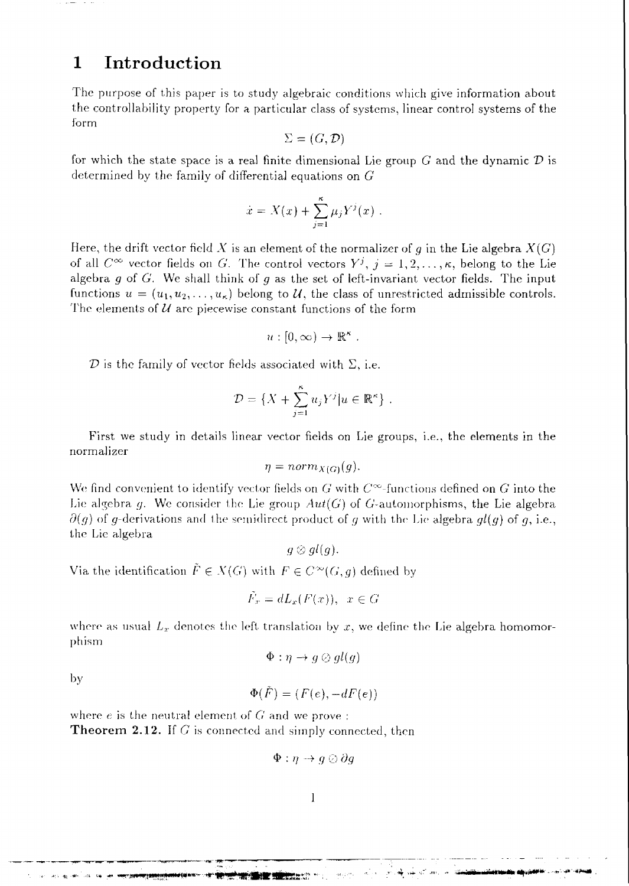# 1 Introduction

The purpose of this paper is to study algebraic conditions which give information about the controllability property for a particular class of systems, linear control systems of the form

$$\Sigma = (G, \mathcal{D})$$

for which the state space is a real finite dimensional Lie group $G$ and the dynamic $\mathcal{D}$ is determined by the family of differential equations on $G$

$$\dot{x} = X(x) + \sum_{j=1}^{\kappa} \mu_j Y^j(x) \ .$$

Here, the drift vector field $X$ is an element of the normalizer of $g$ in the Lie algebra $X(G)$ of all $C^\infty$ vector fields on $G$. The control vectors $Y^j$, $j = 1, 2, \ldots, \kappa$, belong to the Lie algebra $g$ of $G$. We shall think of $g$ as the set of left-invariant vector fields. The input functions $u = (u_1, u_2, \ldots, u_\kappa)$ belong to $\mathcal{U}$, the class of unrestricted admissible controls. The elements of $\mathcal{U}$ are piecewise constant functions of the form

$$u : [0, \infty) \to \mathbb{R}^\kappa \ .$$

$\mathcal{D}$ is the family of vector fields associated with $\Sigma$, i.e.

$$\mathcal{D} = \{X + \sum_{j=1}^{\kappa} u_j Y^j | u \in \mathbb{R}^\kappa\} \ .$$

First we study in details linear vector fields on Lie groups, i.e., the elements in the normalizer

$$\eta = norm_{X(G)}(g).$$

We find convenient to identify vector fields on $G$ with $C^\infty$-functions defined on $G$ into the Lie algebra $g$. We consider the Lie group $Aut(G)$ of $G$-automorphisms, the Lie algebra $\partial(g)$ of $g$-derivations and the semidirect product of $g$ with the Lie algebra $gl(g)$ of $g$, i.e., the Lie algebra

$$g \otimes gl(g).$$

Via the identification $\tilde{F} \in X(G)$ with $F \in C^\infty(G, g)$ defined by

$$\tilde{F}_x = dL_x(F(x)), \quad x \in G$$

where as usual $L_x$ denotes the left translation by $x$, we define the Lie algebra homomorphism

$$\Phi : \eta \to g \otimes gl(g)$$

by

$$\Phi(\tilde{F}) = (F(e), -dF(e))$$

where $e$ is the neutral element of $G$ and we prove :

**Theorem 2.12.** If $G$ is connected and simply connected, then

$$\Phi : \eta \to g \otimes \partial g$$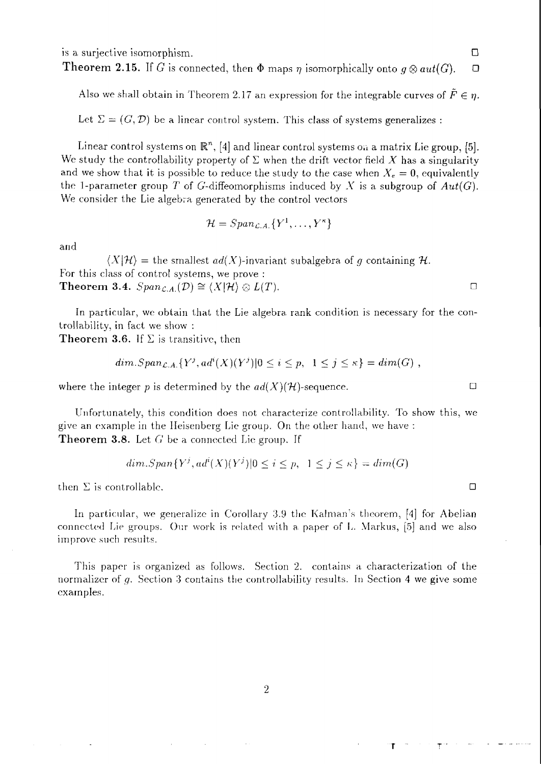is a surjective isomorphism. □

**Theorem 2.15.** If $G$ is connected, then $\Phi$ maps $\eta$ isomorphically onto $g \otimes aut(G)$. □

Also we shall obtain in Theorem 2.17 an expression for the integrable curves of $\tilde{F} \in \eta$.

Let $\Sigma = (G, \mathcal{D})$ be a linear control system. This class of systems generalizes :

Linear control systems on $\mathbb{R}^n$, [4] and linear control systems on a matrix Lie group, [5]. We study the controllability property of $\Sigma$ when the drift vector field $X$ has a singularity and we show that it is possible to reduce the study to the case when $X_e = 0$, equivalently the 1-parameter group $T$ of $G$-diffeomorphisms induced by $X$ is a subgroup of $Aut(G)$. We consider the Lie algebra generated by the control vectors

$$\mathcal{H} = Span_{\mathcal{L}.A.}\{Y^1, \ldots, Y^\kappa\}$$

and

$\langle X|\mathcal{H}\rangle$ = the smallest $ad(X)$-invariant subalgebra of $g$ containing $\mathcal{H}$.

For this class of control systems, we prove :

**Theorem 3.4.** $Span_{\mathcal{L}.A.}(\mathcal{D}) \cong \langle X|\mathcal{H}\rangle \otimes L(T)$. □

In particular, we obtain that the Lie algebra rank condition is necessary for the controllability, in fact we show :

**Theorem 3.6.** If $\Sigma$ is transitive, then

$$dim.Span_{\mathcal{L}.A.}\{Y^j, ad^i(X)(Y^j) | 0 \leq i \leq p, \ \ 1 \leq j \leq \kappa\} = dim(G) \ ,$$

where the integer $p$ is determined by the $ad(X)(\mathcal{H})$-sequence. □

Unfortunately, this condition does not characterize controllability. To show this, we give an example in the Heisenberg Lie group. On the other hand, we have :

**Theorem 3.8.** Let $G$ be a connected Lie group. If

$$dim.Span\{Y^j, ad^i(X)(Y^j) | 0 \leq i \leq p, \ \ 1 \leq j \leq \kappa\} = dim(G)$$

then $\Sigma$ is controllable. □

In particular, we generalize in Corollary 3.9 the Kalman's theorem, [4] for Abelian connected Lie groups. Our work is related with a paper of L. Markus, [5] and we also improve such results.

This paper is organized as follows. Section 2. contains a characterization of the normalizer of $g$. Section 3 contains the controllability results. In Section 4 we give some examples.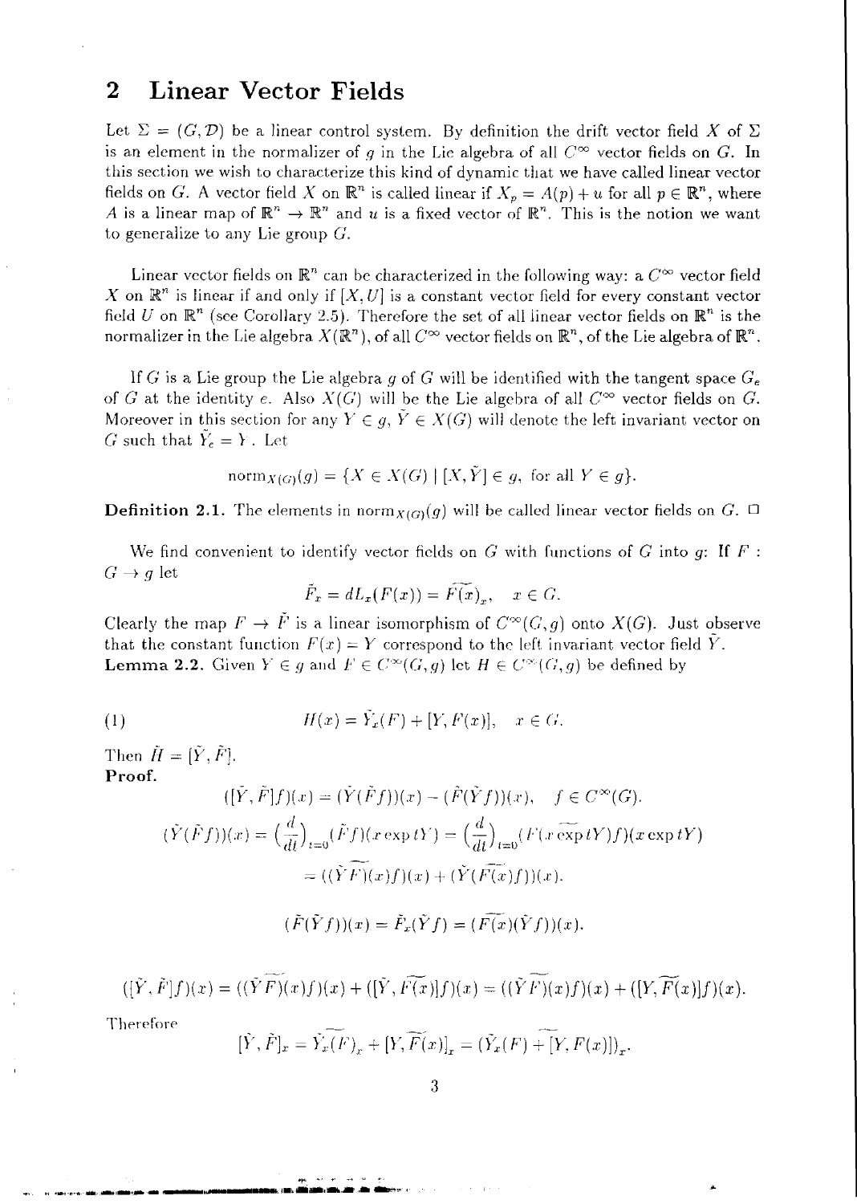## 2 Linear Vector Fields

Let $\Sigma = (G, \mathcal{D})$ be a linear control system. By definition the drift vector field $X$ of $\Sigma$ is an element in the normalizer of $g$ in the Lie algebra of all $C^\infty$ vector fields on $G$. In this section we wish to characterize this kind of dynamic that we have called linear vector fields on $G$. A vector field $X$ on $\mathbb{R}^n$ is called linear if $X_p = A(p) + u$ for all $p \in \mathbb{R}^n$, where $A$ is a linear map of $\mathbb{R}^n \to \mathbb{R}^n$ and $u$ is a fixed vector of $\mathbb{R}^n$. This is the notion we want to generalize to any Lie group $G$.

Linear vector fields on $\mathbb{R}^n$ can be characterized in the following way: a $C^\infty$ vector field $X$ on $\mathbb{R}^n$ is linear if and only if $[X, U]$ is a constant vector field for every constant vector field $U$ on $\mathbb{R}^n$ (see Corollary 2.5). Therefore the set of all linear vector fields on $\mathbb{R}^n$ is the normalizer in the Lie algebra $X(\mathbb{R}^n)$, of all $C^\infty$ vector fields on $\mathbb{R}^n$, of the Lie algebra of $\mathbb{R}^n$.

If $G$ is a Lie group the Lie algebra $g$ of $G$ will be identified with the tangent space $G_e$ of $G$ at the identity $e$. Also $X(G)$ will be the Lie algebra of all $C^\infty$ vector fields on $G$. Moreover in this section for any $Y \in g$, $\tilde{Y} \in X(G)$ will denote the left invariant vector on $G$ such that $\tilde{Y}_e = Y$. Let

$$\text{norm}_{X(G)}(g) = \{X \in X(G) \mid [X, \tilde{Y}] \in g, \text{ for all } Y \in g\}.$$

**Definition 2.1.** The elements in $\text{norm}_{X(G)}(g)$ will be called linear vector fields on $G$. $\square$

We find convenient to identify vector fields on $G$ with functions of $G$ into $g$: If $F : G \to g$ let

$$\tilde{F}_x = dL_x(F(x)) = \widetilde{F(x)}_x, \quad x \in G.$$

Clearly the map $F \to \tilde{F}$ is a linear isomorphism of $C^\infty(G, g)$ onto $X(G)$. Just observe that the constant function $F(x) = Y$ correspond to the left invariant vector field $\tilde{Y}$.

**Lemma 2.2.** Given $Y \in g$ and $F \in C^\infty(G, g)$ let $H \in C^\infty(G, g)$ be defined by

$$H(x) = \tilde{Y}_x(F) + [Y, F(x)], \quad x \in G. \tag{1}$$

Then $\tilde{H} = [\tilde{Y}, \tilde{F}]$.

**Proof.**

$$([\tilde{Y}, \tilde{F}]f)(x) = (\tilde{Y}(\tilde{F}f))(x) - (\tilde{F}(\tilde{Y}f))(x), \quad f \in C^\infty(G).$$

$$(\tilde{Y}(\tilde{F}f))(x) = \left(\frac{d}{dt}\right)_{t=0}(\tilde{F}f)(x \exp tY) = \left(\frac{d}{dt}\right)_{t=0}(\widetilde{F(x \exp tY)}f)(x \exp tY)$$

$$= ((\widetilde{\tilde{Y}F})(x)f)(x) + (\tilde{Y}(\widetilde{F(x)}f))(x).$$

$$(\tilde{F}(\tilde{Y}f))(x) = \tilde{F}_x(\tilde{Y}f) = (\widetilde{F(x)}(\tilde{Y}f))(x).$$

$$([\tilde{Y}, \tilde{F}]f)(x) = ((\widetilde{\tilde{Y}F})(x)f)(x) + ([\tilde{Y}, \widetilde{F(x)}]f)(x) = ((\widetilde{\tilde{Y}F})(x)f)(x) + ([Y, \widetilde{F(x)}]f)(x).$$

Therefore

$$[\tilde{Y}, \tilde{F}]_x = \widetilde{\tilde{Y}_x(F)}_x + [Y, \widetilde{F(x)}]_x = (\widetilde{\tilde{Y}_x(F) + [Y, F(x)]})_x.$$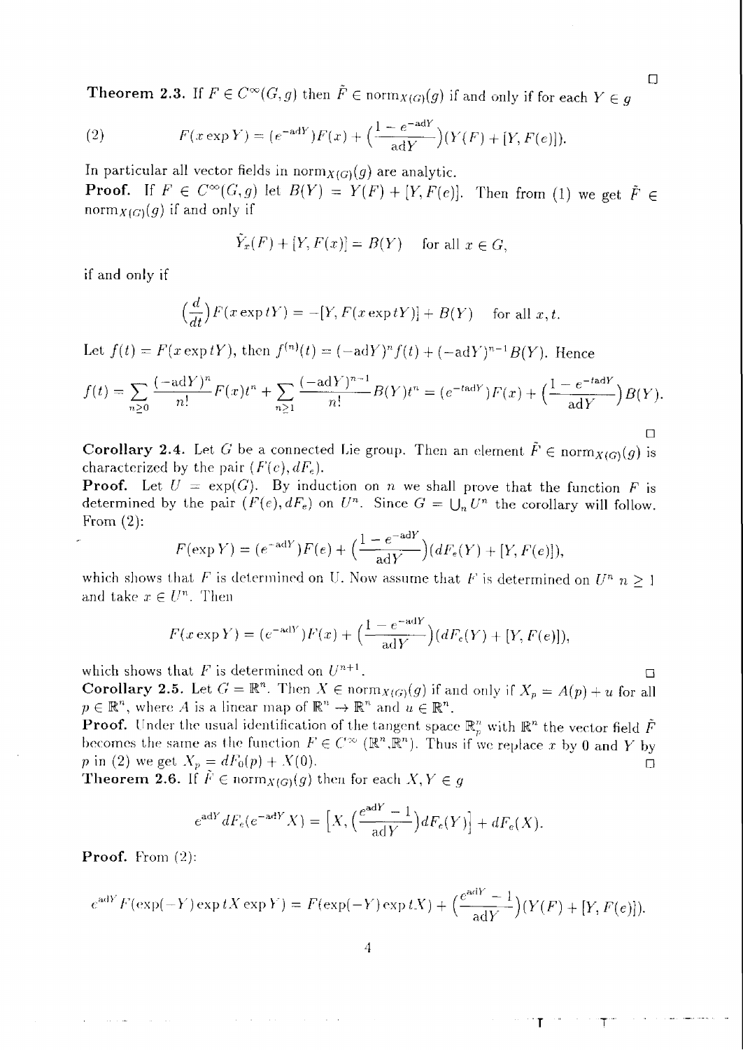□

**Theorem 2.3.** If $F \in C^\infty(G, g)$ then $\tilde{F} \in \text{norm}_{X(G)}(g)$ if and only if for each $Y \in g$

$$F(x \exp Y) = (e^{-\text{ad}Y})F(x) + \Big(\frac{1 - e^{-\text{ad}Y}}{\text{ad}Y}\Big)(Y(F) + [Y, F(e)]). \tag{2}$$

In particular all vector fields in $\text{norm}_{X(G)}(g)$ are analytic.

**Proof.** If $F \in C^\infty(G, g)$ let $B(Y) = Y(F) + [Y, F(e)]$. Then from (1) we get $\tilde{F} \in \text{norm}_{X(G)}(g)$ if and only if

$$\tilde{Y}_x(F) + [Y, F(x)] = B(Y) \quad \text{for all } x \in G,$$

if and only if

$$\Big(\frac{d}{dt}\Big)F(x \exp tY) = -[Y, F(x \exp tY)] + B(Y) \quad \text{for all } x, t.$$

Let $f(t) = F(x \exp tY)$, then $f^{(n)}(t) = (-\text{ad}Y)^n f(t) + (-\text{ad}Y)^{n-1}B(Y)$. Hence

$$f(t) = \sum_{n \geq 0} \frac{(-\text{ad}Y)^n}{n!}F(x)t^n + \sum_{n \geq 1} \frac{(-\text{ad}Y)^{n-1}}{n!}B(Y)t^n = (e^{-t\text{ad}Y})F(x) + \Big(\frac{1 - e^{-t\text{ad}Y}}{\text{ad}Y}\Big)B(Y).$$

□

**Corollary 2.4.** Let $G$ be a connected Lie group. Then an element $\tilde{F} \in \text{norm}_{X(G)}(g)$ is characterized by the pair $(F(e), dF_e)$.

**Proof.** Let $U = \exp(G)$. By induction on $n$ we shall prove that the function $F$ is determined by the pair $(F(e), dF_e)$ on $U^n$. Since $G = \bigcup_n U^n$ the corollary will follow. From (2):

$$F(\exp Y) = (e^{-\text{ad}Y})F(e) + \Big(\frac{1 - e^{-\text{ad}Y}}{\text{ad}Y}\Big)(dF_e(Y) + [Y, F(e)]),$$

which shows that $F$ is determined on U. Now assume that $F$ is determined on $U^n$ $n \geq 1$ and take $x \in U^n$. Then

$$F(x \exp Y) = (e^{-\text{ad}Y})F(x) + \Big(\frac{1 - e^{-\text{ad}Y}}{\text{ad}Y}\Big)(dF_e(Y) + [Y, F(e)]),$$

which shows that $F$ is determined on $U^{n+1}$. □

**Corollary 2.5.** Let $G = \mathbb{R}^n$. Then $X \in \text{norm}_{X(G)}(g)$ if and only if $X_p = A(p) + u$ for all $p \in \mathbb{R}^n$, where $A$ is a linear map of $\mathbb{R}^n \to \mathbb{R}^n$ and $u \in \mathbb{R}^n$.

**Proof.** Under the usual identification of the tangent space $\mathbb{R}^n_p$ with $\mathbb{R}^n$ the vector field $\tilde{F}$ becomes the same as the function $F \in C^\infty(\mathbb{R}^n, \mathbb{R}^n)$. Thus if we replace $x$ by $0$ and $Y$ by $p$ in (2) we get $X_p = dF_0(p) + X(0)$. □

**Theorem 2.6.** If $\tilde{F} \in \text{norm}_{X(G)}(g)$ then for each $X, Y \in g$

$$e^{\text{ad}Y} dF_e(e^{-\text{ad}Y}X) = \Big[X, \Big(\frac{e^{\text{ad}Y} - 1}{\text{ad}Y}\Big)dF_e(Y)\Big] + dF_e(X).$$

**Proof.** From (2):

$$e^{\text{ad}Y}F(\exp(-Y)\exp tX \exp Y) = F(\exp(-Y)\exp tX) + \Big(\frac{e^{\text{ad}Y} - 1}{\text{ad}Y}\Big)(Y(F) + [Y, F(e)]).$$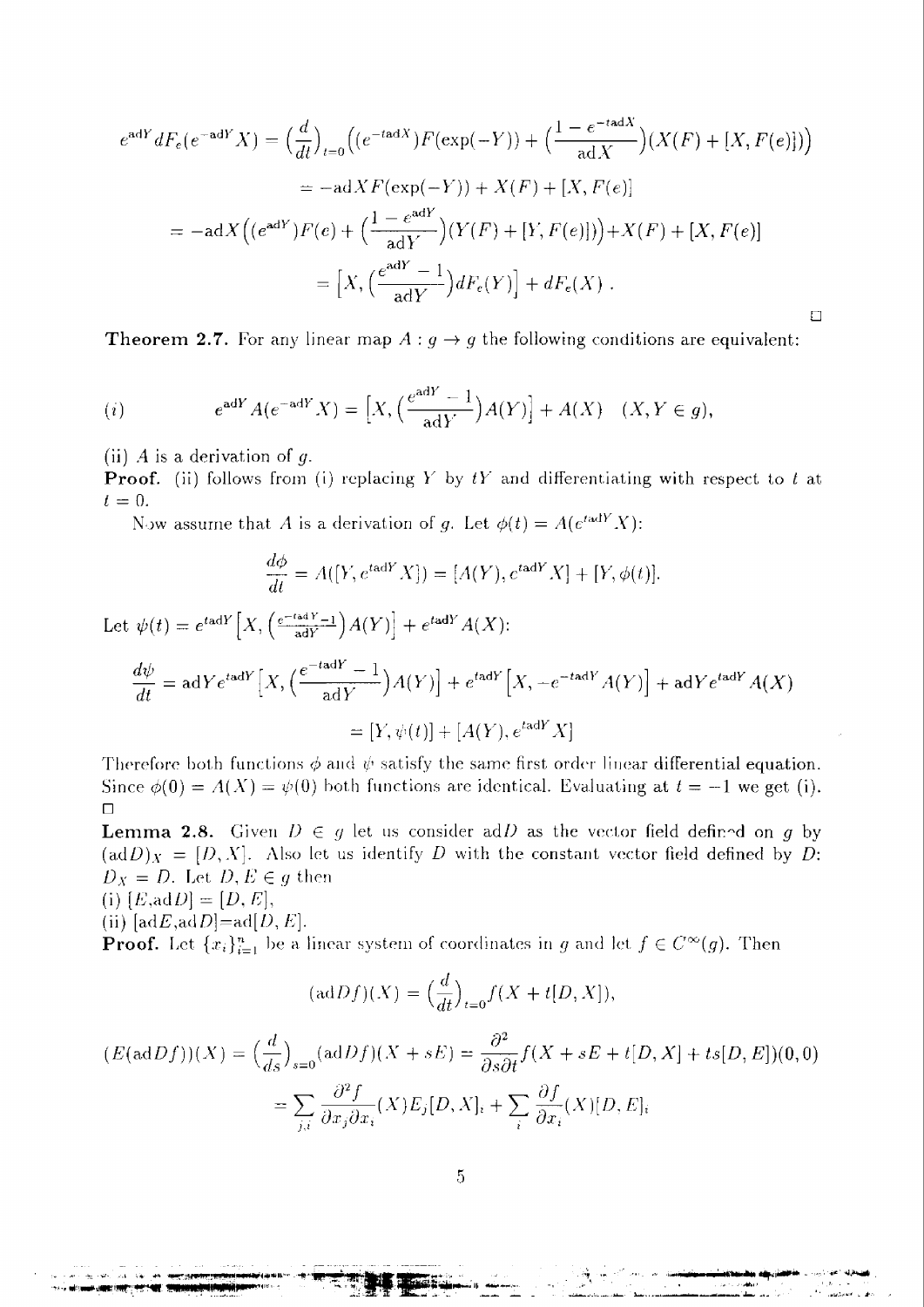$$e^{\mathrm{ad}Y} dF_e(e^{-\mathrm{ad}Y}X) = \Big(\frac{d}{dt}\Big)_{t=0}\Big((e^{-t\mathrm{ad}X})F(\exp(-Y)) + \Big(\frac{1-e^{-t\mathrm{ad}X}}{\mathrm{ad}X}\Big)(X(F) + [X, F(e)])\Big)$$

$$= -\mathrm{ad}X F(\exp(-Y)) + X(F) + [X, F(e)]$$

$$= -\mathrm{ad}X\Big((e^{\mathrm{ad}Y})F(e) + \Big(\frac{1-e^{\mathrm{ad}Y}}{\mathrm{ad}Y}\Big)(Y(F) + [Y, F(e)])\Big) + X(F) + [X, F(e)]$$

$$= \Big[X, \Big(\frac{e^{\mathrm{ad}Y}-1}{\mathrm{ad}Y}\Big)dF_e(Y)\Big] + dF_e(X)\ .$$

□

**Theorem 2.7.** For any linear map $A : g \to g$ the following conditions are equivalent:

$$(i) \qquad e^{\mathrm{ad}Y} A(e^{-\mathrm{ad}Y}X) = \Big[X, \Big(\frac{e^{\mathrm{ad}Y}-1}{\mathrm{ad}Y}\Big)A(Y)\Big] + A(X) \quad (X, Y \in g),$$

(ii) $A$ is a derivation of $g$.

**Proof.** (ii) follows from (i) replacing $Y$ by $tY$ and differentiating with respect to $t$ at $t = 0$.

Now assume that $A$ is a derivation of $g$. Let $\phi(t) = A(e^{t\mathrm{ad}Y}X)$:

$$\frac{d\phi}{dt} = A([Y, e^{t\mathrm{ad}Y}X]) = [A(Y), e^{t\mathrm{ad}Y}X] + [Y, \phi(t)].$$

Let $\psi(t) = e^{t\mathrm{ad}Y}\Big[X, \Big(\frac{e^{-t\mathrm{ad}Y}-1}{\mathrm{ad}Y}\Big)A(Y)\Big] + e^{t\mathrm{ad}Y}A(X)$:

$$\frac{d\psi}{dt} = \mathrm{ad}Y e^{t\mathrm{ad}Y}\Big[X, \Big(\frac{e^{-t\mathrm{ad}Y}-1}{\mathrm{ad}Y}\Big)A(Y)\Big] + e^{t\mathrm{ad}Y}\Big[X, -e^{-t\mathrm{ad}Y}A(Y)\Big] + \mathrm{ad}Y e^{t\mathrm{ad}Y}A(X)$$

$$= [Y, \psi(t)] + [A(Y), e^{t\mathrm{ad}Y}X]$$

Therefore both functions $\phi$ and $\psi$ satisfy the same first order linear differential equation. Since $\phi(0) = A(X) = \psi(0)$ both functions are identical. Evaluating at $t = -1$ we get (i).
□

**Lemma 2.8.** Given $D \in g$ let us consider $\mathrm{ad}D$ as the vector field defined on $g$ by $(\mathrm{ad}D)_X = [D, X]$. Also let us identify $D$ with the constant vector field defined by $D$: $D_X = D$. Let $D, E \in g$ then

(i) $[E, \mathrm{ad}D] = [D, E]$,

(ii) $[\mathrm{ad}E, \mathrm{ad}D] = \mathrm{ad}[D, E]$.

**Proof.** Let $\{x_i\}_{i=1}^n$ be a linear system of coordinates in $g$ and let $f \in C^\infty(g)$. Then

$$(\mathrm{ad}Df)(X) = \Big(\frac{d}{dt}\Big)_{t=0} f(X + t[D, X]),$$

$$(E(\mathrm{ad}Df))(X) = \Big(\frac{d}{ds}\Big)_{s=0}(\mathrm{ad}Df)(X + sE) = \frac{\partial^2}{\partial s \partial t} f(X + sE + t[D, X] + ts[D, E])(0, 0)$$

$$= \sum_{j,i} \frac{\partial^2 f}{\partial x_j \partial x_i}(X) E_j [D, X]_i + \sum_i \frac{\partial f}{\partial x_i}(X)[D, E]_i$$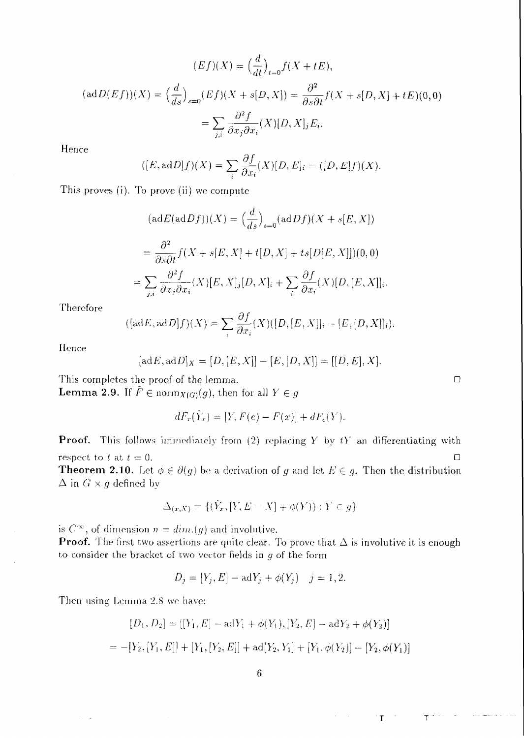$$(Ef)(X) = \left(\frac{d}{dt}\right)_{t=0} f(X + tE),$$

$$(\mathrm{ad}D(Ef))(X) = \left(\frac{d}{ds}\right)_{s=0}(Ef)(X + s[D, X]) = \frac{\partial^2}{\partial s \partial t} f(X + s[D, X] + tE)(0, 0)$$

$$= \sum_{j,i} \frac{\partial^2 f}{\partial x_j \partial x_i}(X)[D, X]_j E_i.$$

Hence

$$([E, \mathrm{ad}D]f)(X) = \sum_i \frac{\partial f}{\partial x_i}(X)[D, E]_i = ([D, E]f)(X).$$

This proves (i). To prove (ii) we compute

$$(\mathrm{ad}E(\mathrm{ad}Df))(X) = \left(\frac{d}{ds}\right)_{s=0}(\mathrm{ad}Df)(X + s[E, X])$$

$$= \frac{\partial^2}{\partial s \partial t} f(X + s[E, X] + t[D, X] + ts[D[E, X]])(0, 0)$$

$$= \sum_{j,i} \frac{\partial^2 f}{\partial x_j \partial x_i}(X)[E, X]_j [D, X]_i + \sum_i \frac{\partial f}{\partial x_i}(X)[D, [E, X]]_i.$$

Therefore

$$([\mathrm{ad}E, \mathrm{ad}D]f)(X) = \sum_i \frac{\partial f}{\partial x_i}(X)([D, [E, X]]_i - [E, [D, X]]_i).$$

Hence

$$[\mathrm{ad}E, \mathrm{ad}D]_X = [D, [E, X]] - [E, [D, X]] = [[D, E], X].$$

This completes the proof of the lemma. □

**Lemma 2.9.** If $\tilde{F} \in \mathrm{norm}_{X(G)}(g)$, then for all $Y \in g$

$$dF_x(\hat{Y}_x) = [Y, F(e) - F(x)] + dF_e(Y).$$

**Proof.** This follows immediately from (2) replacing $Y$ by $tY$ an differentiating with respect to $t$ at $t = 0$. □

**Theorem 2.10.** Let $\phi \in \partial(g)$ be a derivation of $g$ and let $E \in g$. Then the distribution $\Delta$ in $G \times g$ defined by

$$\Delta_{(x,X)} = \{(\hat{Y}_x, [Y, E - X] + \phi(Y)) : Y \in g\}$$

is $C^\infty$, of dimension $n = dim.(g)$ and involutive.

**Proof.** The first two assertions are quite clear. To prove that $\Delta$ is involutive it is enough to consider the bracket of two vector fields in $g$ of the form

$$D_j = [Y_j, E] - \mathrm{ad}Y_j + \phi(Y_j) \quad j = 1, 2.$$

Then using Lemma 2.8 we have:

$$[D_1, D_2] = [[Y_1, E] - \mathrm{ad}Y_1 + \phi(Y_1), [Y_2, E] - \mathrm{ad}Y_2 + \phi(Y_2)]$$

$$= -[Y_2, [Y_1, E]] + [Y_1, [Y_2, E]] + \mathrm{ad}[Y_2, Y_1] + [Y_1, \phi(Y_2)] - [Y_2, \phi(Y_1)]$$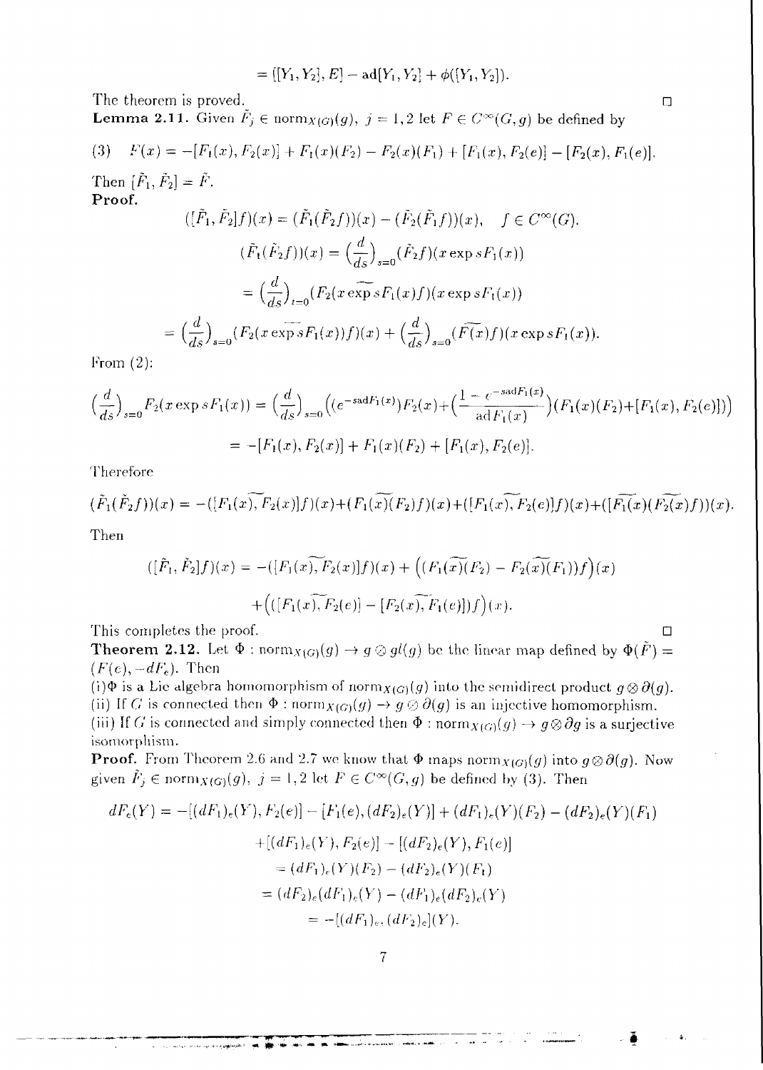$$= ([Y_1, Y_2], E] - \mathrm{ad}[Y_1, Y_2] + \phi([Y_1, Y_2]).$$

The theorem is proved. $\square$

**Lemma 2.11.** Given $\tilde{F}_j \in \mathrm{norm}_{X(G)}(g),\ j = 1, 2$ let $F \in C^\infty(G, g)$ be defined by

$$(3) \quad F(x) = -[F_1(x), F_2(x)] + F_1(x)(F_2) - F_2(x)(F_1) + [F_1(x), F_2(e)] - [F_2(x), F_1(e)].$$

Then $[\tilde{F}_1, \tilde{F}_2] = \tilde{F}$.

**Proof.**

$$([\tilde{F}_1, \tilde{F}_2]f)(x) = (\tilde{F}_1(\tilde{F}_2 f))(x) - (\tilde{F}_2(\tilde{F}_1 f))(x), \quad f \in C^\infty(G).$$

$$(\tilde{F}_1(\tilde{F}_2 f))(x) = \Big(\frac{d}{ds}\Big)_{s=0} (\tilde{F}_2 f)(x \exp sF_1(x))$$

$$= \Big(\frac{d}{ds}\Big)_{t=0} (\widetilde{F_2(x \exp sF_1(x)} f)(x \exp sF_1(x))$$

$$= \Big(\frac{d}{ds}\Big)_{s=0} (\widetilde{F_2(x \exp sF_1(x))} f)(x) + \Big(\frac{d}{ds}\Big)_{s=0} (\widetilde{F(x)} f)(x \exp sF_1(x)).$$

From (2):

$$\Big(\frac{d}{ds}\Big)_{s=0} F_2(x \exp sF_1(x)) = \Big(\frac{d}{ds}\Big)_{s=0} \Big((e^{-s\mathrm{ad}F_1(x)})F_2(x) + \Big(\frac{1 - e^{-s\mathrm{ad}F_1(x)}}{\mathrm{ad}F_1(x)}\Big)(F_1(x)(F_2) + [F_1(x), F_2(e)])\Big)$$

$$= -[F_1(x), F_2(x)] + F_1(x)(F_2) + [F_1(x), F_2(e)].$$

Therefore

$$(\tilde{F}_1(\tilde{F}_2 f))(x) = -(\widetilde{[F_1(x), F_2(x)]} f)(x) + (\widetilde{F_1(x)(F_2)} f)(x) + (\widetilde{[F_1(x), F_2(e)]} f)(x) + (\widetilde{F_1(x)}(\widetilde{F_2(x)} f))(x).$$

Then

$$([\tilde{F}_1, \tilde{F}_2]f)(x) = -(\widetilde{[F_1(x), F_2(x)]} f)(x) + \Big((\widetilde{F_1(x)(F_2)} - \widetilde{F_2(x)(F_1)}) f\Big)(x)$$

$$+ \Big((\widetilde{[F_1(x), F_2(e)]} - \widetilde{[F_2(x), F_1(e)]}) f\Big)(x).$$

This completes the proof. $\square$

**Theorem 2.12.** Let $\Phi : \mathrm{norm}_{X(G)}(g) \to g \oslash gl(g)$ be the linear map defined by $\Phi(\tilde{F}) = (F(e), -dF_e)$. Then

(i) $\Phi$ is a Lie algebra homomorphism of $\mathrm{norm}_{X(G)}(g)$ into the semidirect product $g \oslash \partial(g)$.

(ii) If $G$ is connected then $\Phi : \mathrm{norm}_{X(G)}(g) \to g \oslash \partial(g)$ is an injective homomorphism.

(iii) If $G$ is connected and simply connected then $\Phi : \mathrm{norm}_{X(G)}(g) \to g \oslash \partial g$ is a surjective isomorphism.

**Proof.** From Theorem 2.6 and 2.7 we know that $\Phi$ maps $\mathrm{norm}_{X(G)}(g)$ into $g \oslash \partial(g)$. Now given $\tilde{F}_j \in \mathrm{norm}_{X(G)}(g),\ j = 1, 2$ let $F \in C^\infty(G, g)$ be defined by (3). Then

$$dF_e(Y) = -[(dF_1)_e(Y), F_2(e)] - [F_1(e), (dF_2)_e(Y)] + (dF_1)_e(Y)(F_2) - (dF_2)_e(Y)(F_1)$$

$$+ [(dF_1)_e(Y), F_2(e)] - [(dF_2)_e(Y), F_1(e)]$$

$$= (dF_1)_e(Y)(F_2) - (dF_2)_e(Y)(F_1)$$

$$= (dF_2)_e(dF_1)_e(Y) - (dF_1)_e(dF_2)_e(Y)$$

$$= -[(dF_1)_e, (dF_2)_e](Y).$$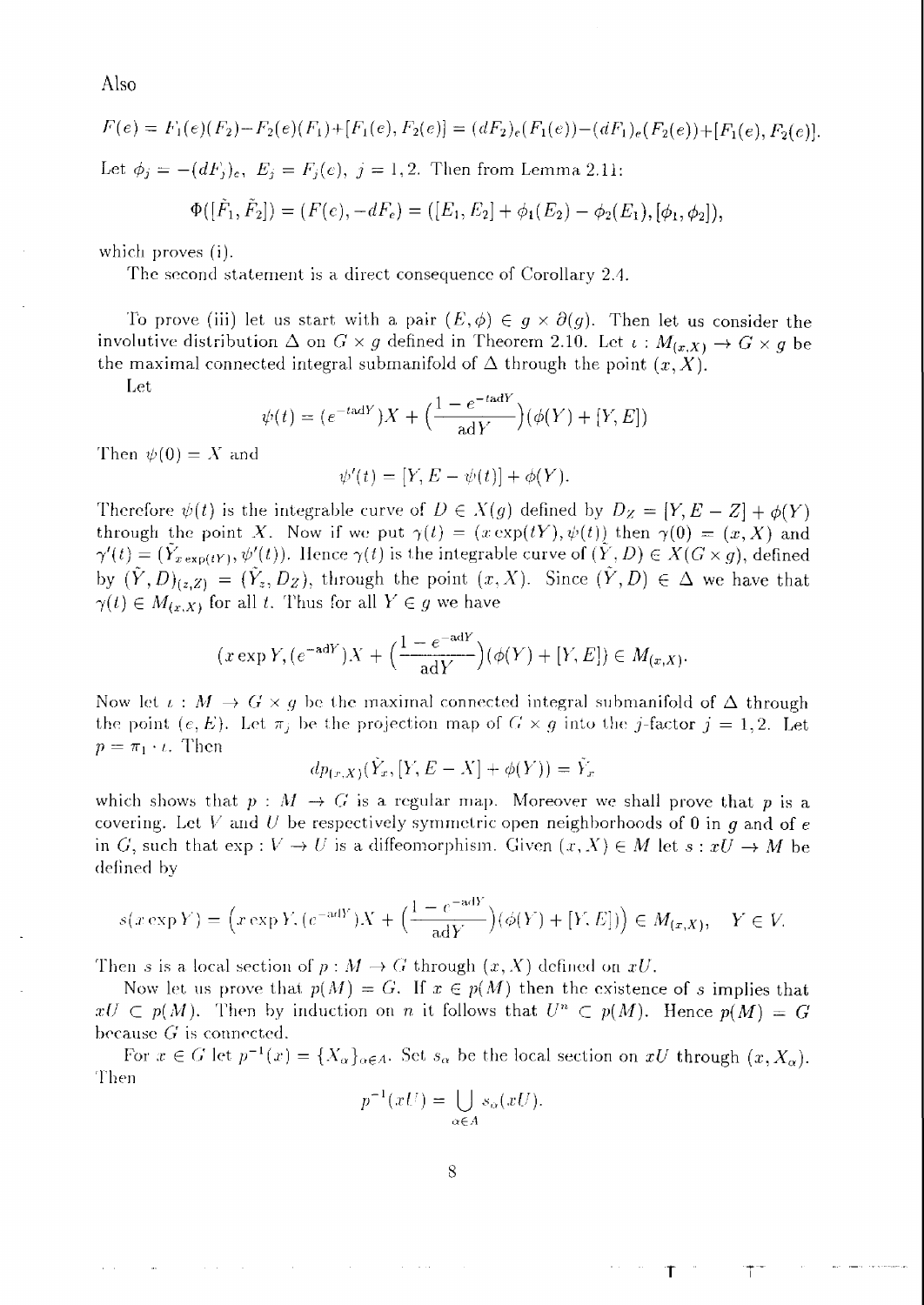Also

$$F(e) = F_1(e)(F_2) - F_2(e)(F_1) + [F_1(e), F_2(e)] = (dF_2)_e(F_1(e)) - (dF_1)_e(F_2(e)) + [F_1(e), F_2(e)].$$

Let $\phi_j = -(dF_j)_e$, $E_j = F_j(e)$, $j = 1, 2$. Then from Lemma 2.11:

$$\Phi([\tilde{F}_1, \tilde{F}_2]) = (F(e), -dF_e) = ([E_1, E_2] + \phi_1(E_2) - \phi_2(E_1), [\phi_1, \phi_2]),$$

which proves (i).

The second statement is a direct consequence of Corollary 2.4.

To prove (iii) let us start with a pair $(E, \phi) \in g \times \partial(g)$. Then let us consider the involutive distribution $\Delta$ on $G \times g$ defined in Theorem 2.10. Let $\iota : M_{(x,X)} \to G \times g$ be the maximal connected integral submanifold of $\Delta$ through the point $(x, X)$.

Let

$$\psi(t) = (e^{-t\mathrm{ad}Y})X + \Big(\frac{1 - e^{-t\mathrm{ad}Y}}{\mathrm{ad}Y}\Big)(\phi(Y) + [Y, E])$$

Then $\psi(0) = X$ and

$$\psi'(t) = [Y, E - \psi(t)] + \phi(Y).$$

Therefore $\psi(t)$ is the integrable curve of $D \in X(g)$ defined by $D_Z = [Y, E - Z] + \phi(Y)$ through the point $X$. Now if we put $\gamma(t) = (x\exp(tY), \psi(t))$ then $\gamma(0) = (x, X)$ and $\gamma'(t) = (\tilde{Y}_{x\exp(tY)}, \psi'(t))$. Hence $\gamma(t)$ is the integrable curve of $(\tilde{Y}, D) \in X(G \times g)$, defined by $(\tilde{Y}, D)_{(z,Z)} = (\tilde{Y}_z, D_Z)$, through the point $(x, X)$. Since $(\tilde{Y}, D) \in \Delta$ we have that $\gamma(t) \in M_{(x,X)}$ for all $t$. Thus for all $Y \in g$ we have

$$(x\exp Y, (e^{-\mathrm{ad}Y})X + \Big(\frac{1 - e^{-\mathrm{ad}Y}}{\mathrm{ad}Y}\Big)(\phi(Y) + [Y, E]) \in M_{(x,X)}.$$

Now let $\iota : M \to G \times g$ be the maximal connected integral submanifold of $\Delta$ through the point $(e, E)$. Let $\pi_j$ be the projection map of $G \times g$ into the $j$-factor $j = 1, 2$. Let $p = \pi_1 \cdot \iota$. Then

$$dp_{(x,X)}(\tilde{Y}_x, [Y, E - X] + \phi(Y)) = \tilde{Y}_x$$

which shows that $p : M \to G$ is a regular map. Moreover we shall prove that $p$ is a covering. Let $V$ and $U$ be respectively symmetric open neighborhoods of 0 in $g$ and of $e$ in $G$, such that $\exp : V \to U$ is a diffeomorphism. Given $(x, X) \in M$ let $s : xU \to M$ be defined by

$$s(x\exp Y) = \Big(x\exp Y, (e^{-\mathrm{ad}Y})X + \Big(\frac{1 - e^{-\mathrm{ad}Y}}{\mathrm{ad}Y}\Big)(\phi(Y) + [Y, E])\Big) \in M_{(x,X)}, \quad Y \in V.$$

Then $s$ is a local section of $p : M \to G$ through $(x, X)$ defined on $xU$.

Now let us prove that $p(M) = G$. If $x \in p(M)$ then the existence of $s$ implies that $xU \subset p(M)$. Then by induction on $n$ it follows that $U^n \subset p(M)$. Hence $p(M) = G$ because $G$ is connected.

For $x \in G$ let $p^{-1}(x) = \{X_\alpha\}_{\alpha \in A}$. Set $s_\alpha$ be the local section on $xU$ through $(x, X_\alpha)$. Then

$$p^{-1}(xU) = \bigcup_{\alpha \in A} s_\alpha(xU).$$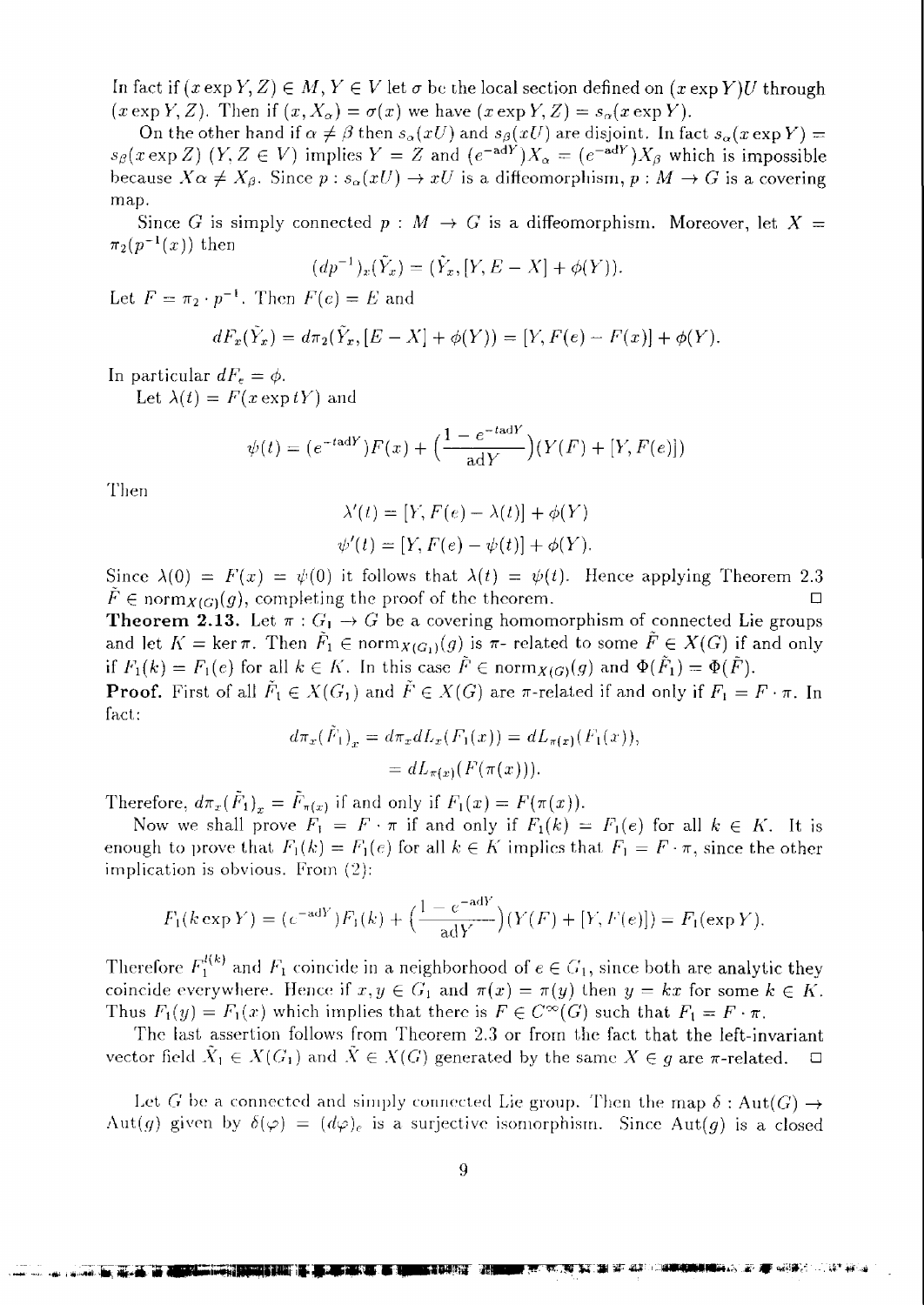In fact if $(x\exp Y, Z) \in M$, $Y \in V$ let $\sigma$ be the local section defined on $(x\exp Y)U$ through $(x\exp Y, Z)$. Then if $(x, X_\alpha) = \sigma(x)$ we have $(x\exp Y, Z) = s_\alpha(x\exp Y)$.

On the other hand if $\alpha \neq \beta$ then $s_\alpha(xU)$ and $s_\beta(xU)$ are disjoint. In fact $s_\alpha(x\exp Y) = s_\beta(x\exp Z)$ $(Y, Z \in V)$ implies $Y = Z$ and $(e^{-\mathrm{ad}Y})X_\alpha = (e^{-\mathrm{ad}Y})X_\beta$ which is impossible because $X\alpha \neq X_\beta$. Since $p : s_\alpha(xU) \to xU$ is a diffeomorphism, $p : M \to G$ is a covering map.

Since $G$ is simply connected $p : M \to G$ is a diffeomorphism. Moreover, let $X = \pi_2(p^{-1}(x))$ then

$$(dp^{-1})_x(\tilde{Y}_x) = (\tilde{Y}_x, [Y, E - X] + \phi(Y)).$$

Let $F = \pi_2 \cdot p^{-1}$. Then $F(e) = E$ and

$$dF_x(\tilde{Y}_x) = d\pi_2(\tilde{Y}_x, [E - X] + \phi(Y)) = [Y, F(e) - F(x)] + \phi(Y).$$

In particular $dF_e = \phi$.

Let $\lambda(t) = F(x\exp tY)$ and

$$\psi(t) = (e^{-t\mathrm{ad}Y})F(x) + \Big(\frac{1 - e^{-t\mathrm{ad}Y}}{\mathrm{ad}Y}\Big)(Y(F) + [Y, F(e)])$$

Then

$$\lambda'(t) = [Y, F(e) - \lambda(t)] + \phi(Y)$$
$$\psi'(t) = [Y, F(e) - \psi(t)] + \phi(Y).$$

Since $\lambda(0) = F(x) = \psi(0)$ it follows that $\lambda(t) = \psi(t)$. Hence applying Theorem 2.3 $\tilde{F} \in \mathrm{norm}_{X(G)}(g)$, completing the proof of the theorem. $\square$

**Theorem 2.13.** Let $\pi : G_1 \to G$ be a covering homomorphism of connected Lie groups and let $K = \ker \pi$. Then $\tilde{F}_1 \in \mathrm{norm}_{X(G_1)}(g)$ is $\pi$- related to some $\tilde{F} \in X(G)$ if and only if $F_1(k) = F_1(e)$ for all $k \in K$. In this case $\tilde{F} \in \mathrm{norm}_{X(G)}(g)$ and $\Phi(\tilde{F}_1) = \Phi(\tilde{F})$.

**Proof.** First of all $\tilde{F}_1 \in X(G_1)$ and $\tilde{F} \in X(G)$ are $\pi$-related if and only if $F_1 = F \cdot \pi$. In fact:

$$d\pi_x(\tilde{F}_1)_x = d\pi_x dL_x(F_1(x)) = dL_{\pi(x)}(F_1(x)),$$
$$= dL_{\pi(x)}(F(\pi(x))).$$

Therefore, $d\pi_x(\tilde{F}_1)_x = \tilde{F}_{\pi(x)}$ if and only if $F_1(x) = F(\pi(x))$.

Now we shall prove $F_1 = F \cdot \pi$ if and only if $F_1(k) = F_1(e)$ for all $k \in K$. It is enough to prove that $F_1(k) = F_1(e)$ for all $k \in K$ implies that $F_1 = F \cdot \pi$, since the other implication is obvious. From (2):

$$F_1(k\exp Y) = (e^{-\mathrm{ad}Y})F_1(k) + \Big(\frac{1 - e^{-\mathrm{ad}Y}}{\mathrm{ad}Y}\Big)(Y(F) + [Y, F(e)]) = F_1(\exp Y).$$

Therefore $F_1^{l(k)}$ and $F_1$ coincide in a neighborhood of $e \in G_1$, since both are analytic they coincide everywhere. Hence if $x, y \in G_1$ and $\pi(x) = \pi(y)$ then $y = kx$ for some $k \in K$. Thus $F_1(y) = F_1(x)$ which implies that there is $F \in C^\infty(G)$ such that $F_1 = F \cdot \pi$.

The last assertion follows from Theorem 2.3 or from the fact that the left-invariant vector field $\tilde{X}_1 \in X(G_1)$ and $\tilde{X} \in X(G)$ generated by the same $X \in g$ are $\pi$-related. $\square$

Let $G$ be a connected and simply connected Lie group. Then the map $\delta : \mathrm{Aut}(G) \to \mathrm{Aut}(g)$ given by $\delta(\varphi) = (d\varphi)_e$ is a surjective isomorphism. Since $\mathrm{Aut}(g)$ is a closed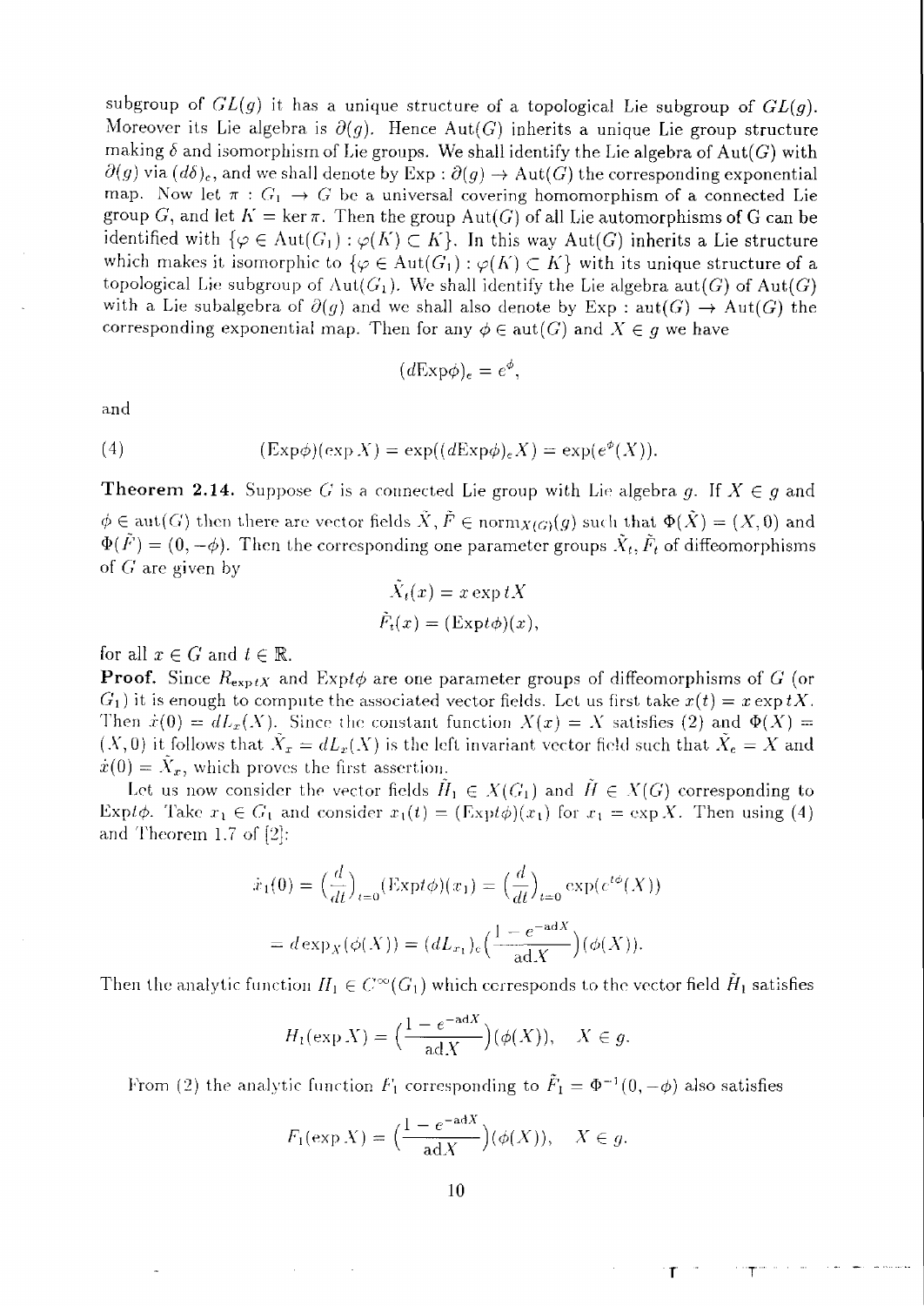subgroup of $GL(g)$ it has a unique structure of a topological Lie subgroup of $GL(g)$. Moreover its Lie algebra is $\partial(g)$. Hence $\mathrm{Aut}(G)$ inherits a unique Lie group structure making $\delta$ and isomorphism of Lie groups. We shall identify the Lie algebra of $\mathrm{Aut}(G)$ with $\partial(g)$ via $(d\delta)_e$, and we shall denote by $\mathrm{Exp} : \partial(g) \to \mathrm{Aut}(G)$ the corresponding exponential map. Now let $\pi : G_1 \to G$ be a universal covering homomorphism of a connected Lie group $G$, and let $K = \ker \pi$. Then the group $\mathrm{Aut}(G)$ of all Lie automorphisms of G can be identified with $\{\varphi \in \mathrm{Aut}(G_1) : \varphi(K) \subset K\}$. In this way $\mathrm{Aut}(G)$ inherits a Lie structure which makes it isomorphic to $\{\varphi \in \mathrm{Aut}(G_1) : \varphi(K) \subset K\}$ with its unique structure of a topological Lie subgroup of $\mathrm{Aut}(G_1)$. We shall identify the Lie algebra $\mathrm{aut}(G)$ of $\mathrm{Aut}(G)$ with a Lie subalgebra of $\partial(g)$ and we shall also denote by $\mathrm{Exp} : \mathrm{aut}(G) \to \mathrm{Aut}(G)$ the corresponding exponential map. Then for any $\phi \in \mathrm{aut}(G)$ and $X \in g$ we have

$$(d\mathrm{Exp}\phi)_e = e^{\phi},$$

and

$$(\mathrm{Exp}\phi)(\exp X) = \exp((d\mathrm{Exp}\phi)_e X) = \exp(e^{\phi}(X)). \tag{4}$$

**Theorem 2.14.** Suppose $G$ is a connected Lie group with Lie algebra $g$. If $X \in g$ and $\phi \in \mathrm{aut}(G)$ then there are vector fields $\tilde{X}, \tilde{F} \in \mathrm{norm}_{X(G)}(g)$ such that $\Phi(\tilde{X}) = (X, 0)$ and $\Phi(\tilde{F}) = (0, -\phi)$. Then the corresponding one parameter groups $\tilde{X}_t, \tilde{F}_t$ of diffeomorphisms of $G$ are given by

$$\tilde{X}_t(x) = x \exp tX$$
$$\tilde{F}_t(x) = (\mathrm{Exp}t\phi)(x),$$

for all $x \in G$ and $t \in \mathbb{R}$.

**Proof.** Since $R_{\exp tX}$ and $\mathrm{Exp}t\phi$ are one parameter groups of diffeomorphisms of $G$ (or $G_1$) it is enough to compute the associated vector fields. Let us first take $x(t) = x \exp tX$. Then $\dot{x}(0) = dL_x(X)$. Since the constant function $X(x) = X$ satisfies (2) and $\Phi(X) = (X, 0)$ it follows that $\tilde{X}_x = dL_x(X)$ is the left invariant vector field such that $\tilde{X}_e = X$ and $\dot{x}(0) = \tilde{X}_x$, which proves the first assertion.

Let us now consider the vector fields $\tilde{H}_1 \in X(G_1)$ and $\tilde{H} \in X(G)$ corresponding to $\mathrm{Exp}t\phi$. Take $x_1 \in G_1$ and consider $x_1(t) = (\mathrm{Exp}t\phi)(x_1)$ for $x_1 = \exp X$. Then using (4) and Theorem 1.7 of [2]:

$$\dot{x}_1(0) = \Big(\frac{d}{dt}\Big)_{t=0}(\mathrm{Exp}t\phi)(x_1) = \Big(\frac{d}{dt}\Big)_{t=0}\exp(e^{t\phi}(X))$$
$$= d\exp_X(\phi(X)) = (dL_{x_1})_e\Big(\frac{1 - e^{-\mathrm{ad}X}}{\mathrm{ad}X}\Big)(\phi(X)).$$

Then the analytic function $H_1 \in C^{\infty}(G_1)$ which corresponds to the vector field $\tilde{H}_1$ satisfies

$$H_1(\exp X) = \Big(\frac{1 - e^{-\mathrm{ad}X}}{\mathrm{ad}X}\Big)(\phi(X)), \quad X \in g.$$

From (2) the analytic function $F_1$ corresponding to $\tilde{F}_1 = \Phi^{-1}(0, -\phi)$ also satisfies

$$F_1(\exp X) = \Big(\frac{1 - e^{-\mathrm{ad}X}}{\mathrm{ad}X}\Big)(\phi(X)), \quad X \in g.$$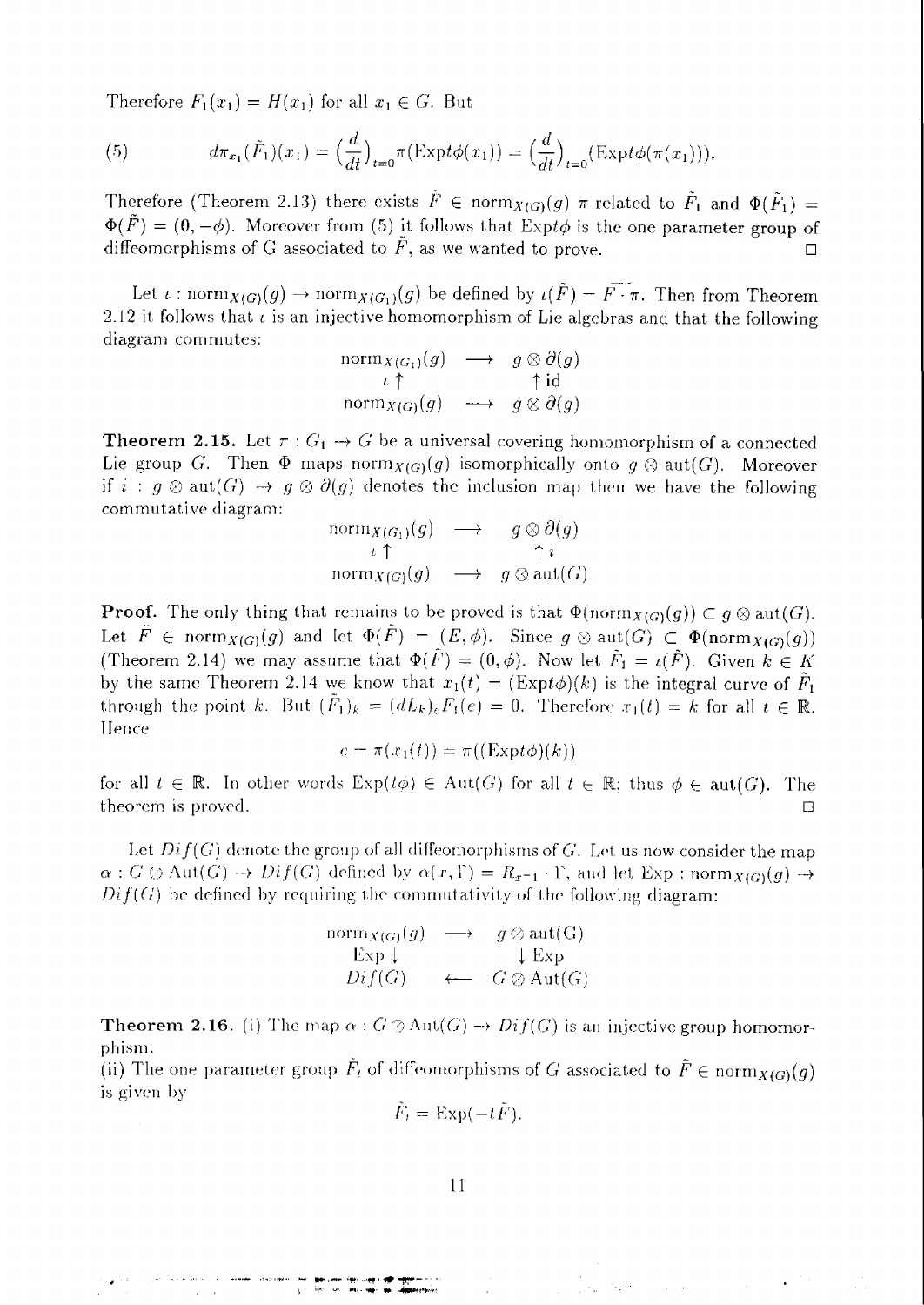Therefore $F_1(x_1) = H(x_1)$ for all $x_1 \in G$. But

$$
(5) \qquad d\pi_{x_1}(\tilde{F}_1)(x_1) = \Big(\frac{d}{dt}\Big)_{t=0} \pi(\mathrm{Exp}t\phi(x_1)) = \Big(\frac{d}{dt}\Big)_{t=0} (\mathrm{Exp}t\phi(\pi(x_1))).
$$

Therefore (Theorem 2.13) there exists $\tilde{F} \in \mathrm{norm}_{X(G)}(g)$ $\pi$-related to $\tilde{F}_1$ and $\Phi(\tilde{F}_1) = \Phi(\tilde{F}) = (0, -\phi)$. Moreover from (5) it follows that $\mathrm{Exp}t\phi$ is the one parameter group of diffeomorphisms of G associated to $\tilde{F}$, as we wanted to prove. $\square$

Let $\iota : \mathrm{norm}_{X(G)}(g) \to \mathrm{norm}_{X(G_1)}(g)$ be defined by $\iota(\tilde{F}) = \widetilde{F \cdot \pi}$. Then from Theorem 2.12 it follows that $\iota$ is an injective homomorphism of Lie algebras and that the following diagram commutes:

$$
\begin{array}{ccc}
\mathrm{norm}_{X(G_1)}(g) & \longrightarrow & g \otimes \partial(g) \\
\iota \uparrow & & \uparrow \mathrm{id} \\
\mathrm{norm}_{X(G)}(g) & \longrightarrow & g \otimes \partial(g)
\end{array}
$$

**Theorem 2.15.** Let $\pi : G_1 \to G$ be a universal covering homomorphism of a connected Lie group $G$. Then $\Phi$ maps $\mathrm{norm}_{X(G)}(g)$ isomorphically onto $g \otimes \mathrm{aut}(G)$. Moreover if $i : g \otimes \mathrm{aut}(G) \to g \otimes \partial(g)$ denotes the inclusion map then we have the following commutative diagram:

$$
\begin{array}{ccc}
\mathrm{norm}_{X(G_1)}(g) & \longrightarrow & g \otimes \partial(g) \\
\iota \uparrow & & \uparrow i \\
\mathrm{norm}_{X(G)}(g) & \longrightarrow & g \otimes \mathrm{aut}(G)
\end{array}
$$

**Proof.** The only thing that remains to be proved is that $\Phi(\mathrm{norm}_{X(G)}(g)) \subset g \otimes \mathrm{aut}(G)$. Let $\tilde{F} \in \mathrm{norm}_{X(G)}(g)$ and let $\Phi(\tilde{F}) = (E, \phi)$. Since $g \otimes \mathrm{aut}(G) \subset \Phi(\mathrm{norm}_{X(G)}(g))$ (Theorem 2.14) we may assume that $\Phi(\tilde{F}) = (0, \phi)$. Now let $\tilde{F}_1 = \iota(\tilde{F})$. Given $k \in K$ by the same Theorem 2.14 we know that $x_1(t) = (\mathrm{Exp}t\phi)(k)$ is the integral curve of $\tilde{F}_1$ through the point $k$. But $(\tilde{F}_1)_k = (dL_k)_e F_1(e) = 0$. Therefore $x_1(t) = k$ for all $t \in \mathbb{R}$. Hence

$$
e = \pi(x_1(t)) = \pi((\mathrm{Exp}t\phi)(k))
$$

for all $t \in \mathbb{R}$. In other words $\mathrm{Exp}(t\phi) \in \mathrm{Aut}(G)$ for all $t \in \mathbb{R}$; thus $\phi \in \mathrm{aut}(G)$. The theorem is proved. $\square$

Let $Dif(G)$ denote the group of all diffeomorphisms of $G$. Let us now consider the map $\alpha : G \otimes \mathrm{Aut}(G) \to Dif(G)$ defined by $\alpha(x, \Gamma) = R_{x^{-1}} \cdot \Gamma$, and let $\mathrm{Exp} : \mathrm{norm}_{X(G)}(g) \to Dif(G)$ be defined by requiring the commutativity of the following diagram:

$$
\begin{array}{ccc}
\mathrm{norm}_{X(G)}(g) & \longrightarrow & g \otimes \mathrm{aut}(G) \\
\mathrm{Exp} \downarrow & & \downarrow \mathrm{Exp} \\
Dif(G) & \longleftarrow & G \otimes \mathrm{Aut}(G)
\end{array}
$$

**Theorem 2.16.** (i) The map $\alpha : G \otimes \mathrm{Aut}(G) \to Dif(G)$ is an injective group homomorphism.
(ii) The one parameter group $\tilde{F}_t$ of diffeomorphisms of $G$ associated to $\tilde{F} \in \mathrm{norm}_{X(G)}(g)$ is given by

$$
\tilde{F}_t = \mathrm{Exp}(-t\tilde{F}).
$$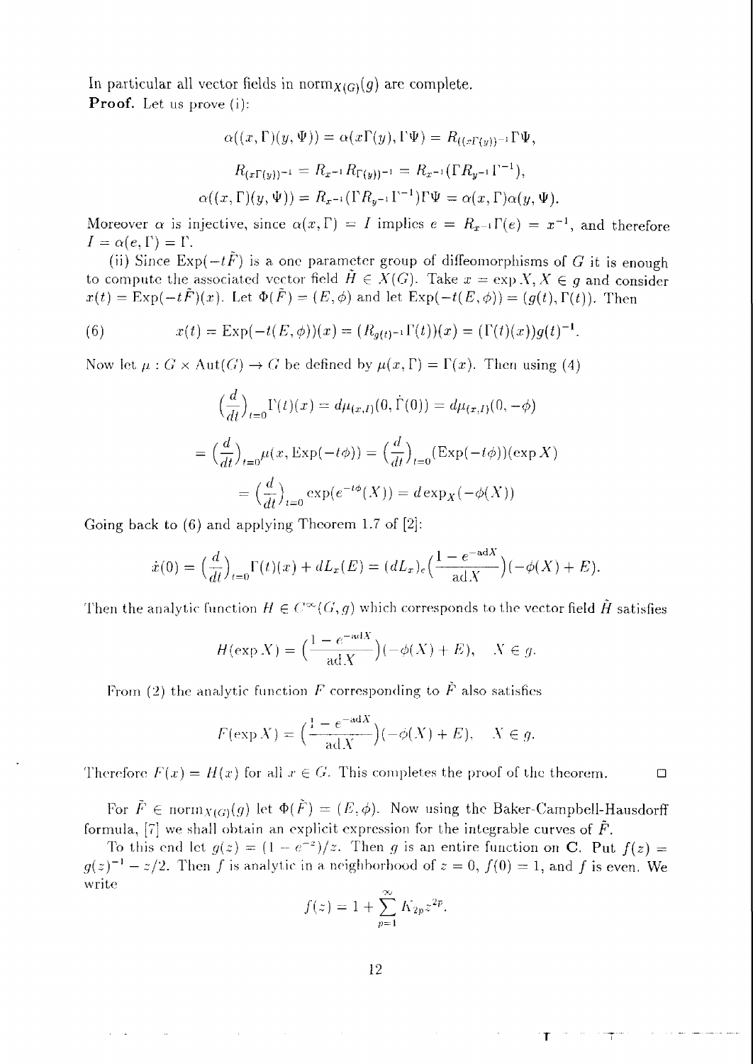In particular all vector fields in $\mathrm{norm}_{X(G)}(g)$ are complete.

**Proof.** Let us prove (i):

$$\alpha((x,\Gamma)(y,\Psi)) = \alpha(x\Gamma(y), \Gamma\Psi) = R_{((x\Gamma(y))^{-1}}\Gamma\Psi,$$

$$R_{(x\Gamma(y))^{-1}} = R_{x^{-1}}R_{\Gamma(y))^{-1}} = R_{x^{-1}}(\Gamma R_{y^{-1}}\Gamma^{-1}),$$

$$\alpha((x,\Gamma)(y,\Psi)) = R_{x^{-1}}(\Gamma R_{y^{-1}}\Gamma^{-1})\Gamma\Psi = \alpha(x,\Gamma)\alpha(y,\Psi).$$

Moreover $\alpha$ is injective, since $\alpha(x,\Gamma) = I$ implies $e = R_{x^{-1}}\Gamma(e) = x^{-1}$, and therefore $I = \alpha(e,\Gamma) = \Gamma$.

(ii) Since $\mathrm{Exp}(-t\tilde{F})$ is a one parameter group of diffeomorphisms of $G$ it is enough to compute the associated vector field $\tilde{H} \in X(G)$. Take $x = \exp X$, $X \in g$ and consider $x(t) = \mathrm{Exp}(-t\tilde{F})(x)$. Let $\Phi(\tilde{F}) = (E,\phi)$ and let $\mathrm{Exp}(-t(E,\phi)) = (g(t),\Gamma(t))$. Then

$$x(t) = \mathrm{Exp}(-t(E,\phi))(x) = (R_{g(t)^{-1}}\Gamma(t))(x) = (\Gamma(t)(x))g(t)^{-1}. \tag{6}$$

Now let $\mu : G \times \mathrm{Aut}(G) \to G$ be defined by $\mu(x,\Gamma) = \Gamma(x)$. Then using (4)

$$\left(\frac{d}{dt}\right)_{t=0}\Gamma(t)(x) = d\mu_{(x,I)}(0,\dot{\Gamma}(0)) = d\mu_{(x,I)}(0,-\phi)$$

$$= \left(\frac{d}{dt}\right)_{t=0}\mu(x, \mathrm{Exp}(-t\phi)) = \left(\frac{d}{dt}\right)_{t=0}(\mathrm{Exp}(-t\phi))(\exp X)$$

$$= \left(\frac{d}{dt}\right)_{t=0}\exp(e^{-t\phi}(X)) = d\exp_X(-\phi(X))$$

Going back to (6) and applying Theorem 1.7 of [2]:

$$\dot{x}(0) = \left(\frac{d}{dt}\right)_{t=0}\Gamma(t)(x) + dL_x(E) = (dL_x)_e\left(\frac{1-e^{-\mathrm{ad}X}}{\mathrm{ad}X}\right)(-\phi(X)+E).$$

Then the analytic function $H \in C^\infty(G,g)$ which corresponds to the vector field $\tilde{H}$ satisfies

$$H(\exp X) = \left(\frac{1-e^{-\mathrm{ad}X}}{\mathrm{ad}X}\right)(-\phi(X)+E), \quad X \in g.$$

From (2) the analytic function $F$ corresponding to $\tilde{F}$ also satisfies

$$F(\exp X) = \left(\frac{1-e^{-\mathrm{ad}X}}{\mathrm{ad}X}\right)(-\phi(X)+E), \quad X \in g.$$

Therefore $F(x) = H(x)$ for all $x \in G$. This completes the proof of the theorem. $\square$

For $\tilde{F} \in \mathrm{norm}_{X(G)}(g)$ let $\Phi(\tilde{F}) = (E,\phi)$. Now using the Baker-Campbell-Hausdorff formula, [7] we shall obtain an explicit expression for the integrable curves of $\tilde{F}$.

To this end let $g(z) = (1-e^{-z})/z$. Then $g$ is an entire function on $\mathbf{C}$. Put $f(z) = g(z)^{-1} - z/2$. Then $f$ is analytic in a neighborhood of $z = 0$, $f(0) = 1$, and $f$ is even. We write

$$f(z) = 1 + \sum_{p=1}^{\infty} K_{2p}z^{2p}.$$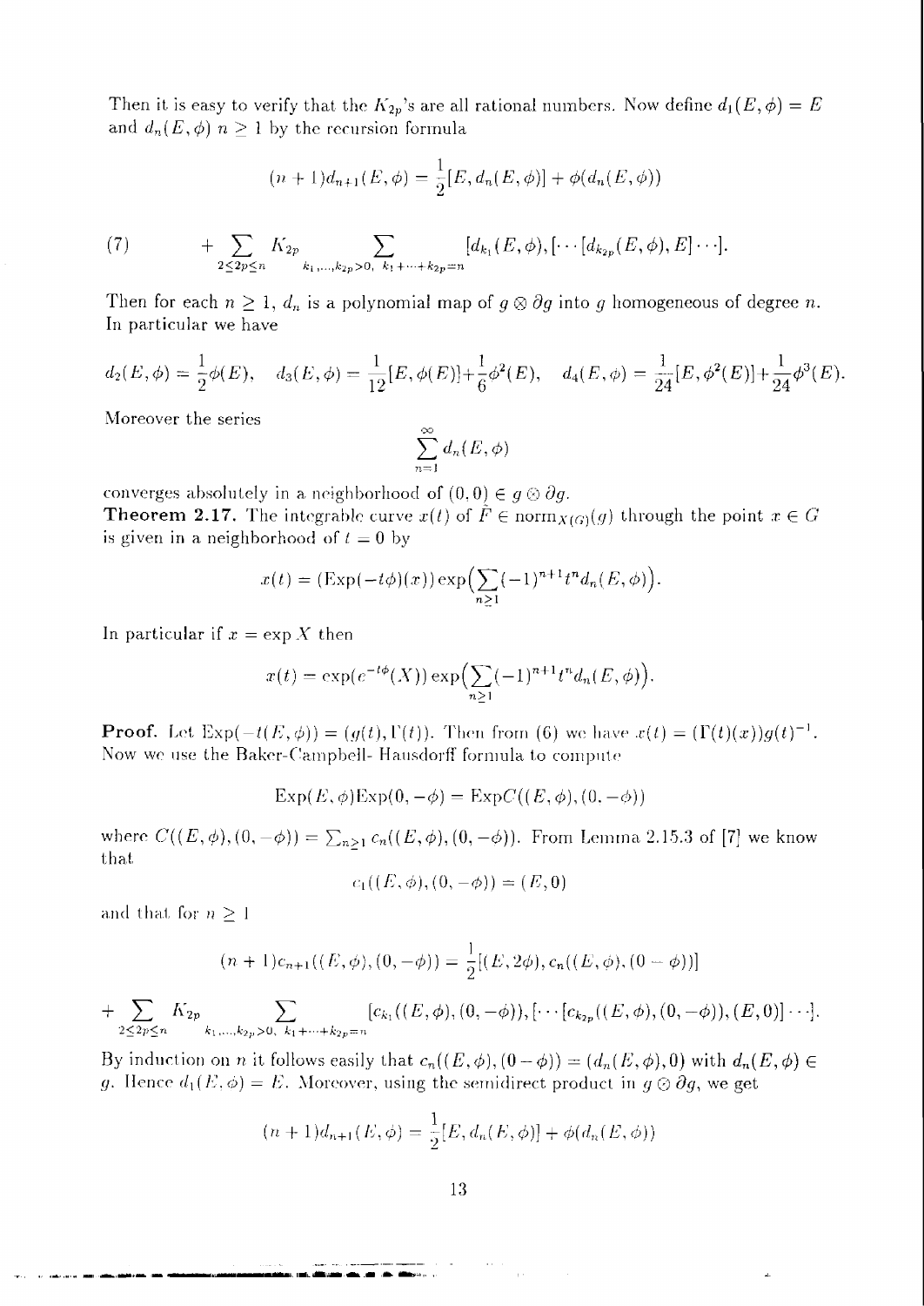Then it is easy to verify that the $K_{2p}$'s are all rational numbers. Now define $d_1(E,\phi) = E$ and $d_n(E,\phi)$ $n \geq 1$ by the recursion formula

$$(n+1)d_{n+1}(E,\phi) = \frac{1}{2}[E, d_n(E,\phi)] + \phi(d_n(E,\phi))$$

$$(7) \qquad + \sum_{2\leq 2p\leq n} K_{2p} \sum_{k_1,\ldots,k_{2p}>0,\ k_1+\cdots+k_{2p}=n} [d_{k_1}(E,\phi), [\cdots [d_{k_{2p}}(E,\phi), E]\cdots].$$

Then for each $n \geq 1$, $d_n$ is a polynomial map of $g \otimes \partial g$ into $g$ homogeneous of degree $n$. In particular we have

$$d_2(E,\phi) = \frac{1}{2}\phi(E), \quad d_3(E,\phi) = \frac{1}{12}[E,\phi(E)] + \frac{1}{6}\phi^2(E), \quad d_4(E,\phi) = \frac{1}{24}[E,\phi^2(E)] + \frac{1}{24}\phi^3(E).$$

Moreover the series

$$\sum_{n=1}^{\infty} d_n(E,\phi)$$

converges absolutely in a neighborhood of $(0,0) \in g \odot \partial g$.

**Theorem 2.17.** The integrable curve $x(t)$ of $\tilde{F} \in \mathrm{norm}_{X(G)}(g)$ through the point $x \in G$ is given in a neighborhood of $t = 0$ by

$$x(t) = (\mathrm{Exp}(-t\phi)(x)) \exp\Big(\sum_{n\geq 1}(-1)^{n+1}t^n d_n(E,\phi)\Big).$$

In particular if $x = \exp X$ then

$$x(t) = \exp(e^{-t\phi}(X)) \exp\Big(\sum_{n\geq 1}(-1)^{n+1}t^n d_n(E,\phi)\Big).$$

**Proof.** Let $\mathrm{Exp}(-t(E,\phi)) = (g(t),\Gamma(t))$. Then from (6) we have $x(t) = (\Gamma(t)(x))g(t)^{-1}$. Now we use the Baker-Campbell- Hausdorff formula to compute

$$\mathrm{Exp}(E,\phi)\mathrm{Exp}(0,-\phi) = \mathrm{Exp}C((E,\phi),(0,-\phi))$$

where $C((E,\phi),(0,-\phi)) = \sum_{n\geq 1} c_n((E,\phi),(0,-\phi))$. From Lemma 2.15.3 of [7] we know that

$$c_1((E,\phi),(0,-\phi)) = (E,0)$$

and that for $n \geq 1$

$$(n+1)c_{n+1}((E,\phi),(0,-\phi)) = \frac{1}{2}[(E,2\phi), c_n((E,\phi),(0-\phi))]$$

$$+ \sum_{2\leq 2p\leq n} K_{2p} \sum_{k_1,\ldots,k_{2p}>0,\ k_1+\cdots+k_{2p}=n} [c_{k_1}((E,\phi),(0,-\phi)), [\cdots [c_{k_{2p}}((E,\phi),(0,-\phi)),(E,0)]\cdots].$$

By induction on $n$ it follows easily that $c_n((E,\phi),(0-\phi)) = (d_n(E,\phi),0)$ with $d_n(E,\phi) \in g$. Hence $d_1(E,\phi) = E$. Moreover, using the semidirect product in $g \odot \partial g$, we get

$$(n+1)d_{n+1}(E,\phi) = \frac{1}{2}[E, d_n(E,\phi)] + \phi(d_n(E,\phi))$$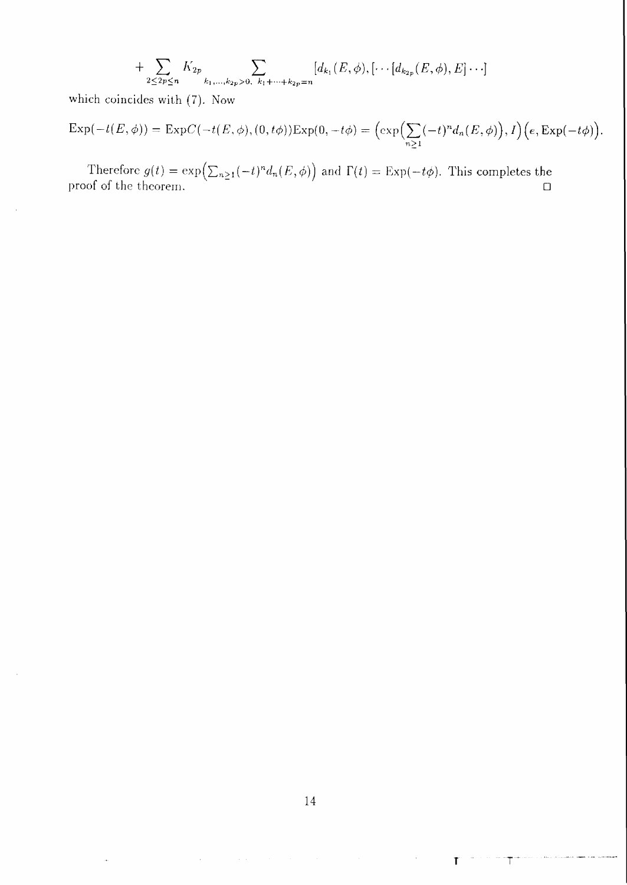$$+\sum_{2\leq 2p\leq n} K_{2p} \sum_{k_1,\ldots,k_{2p}>0,\ k_1+\cdots+k_{2p}=n} [d_{k_1}(E,\phi),[\cdots[d_{k_{2p}}(E,\phi),E]\cdots]$$

which coincides with (7). Now

$$\mathrm{Exp}(-t(E,\phi)) = \mathrm{Exp}C(-t(E,\phi),(0,t\phi))\mathrm{Exp}(0,-t\phi) = \Big(\exp\Big(\sum_{n\geq 1}(-t)^n d_n(E,\phi)\Big), I\Big)\Big(e, \mathrm{Exp}(-t\phi)\Big).$$

Therefore $g(t) = \exp\big(\sum_{n\geq 1}(-t)^n d_n(E,\phi)\big)$ and $\Gamma(t) = \mathrm{Exp}(-t\phi)$. This completes the proof of the theorem. □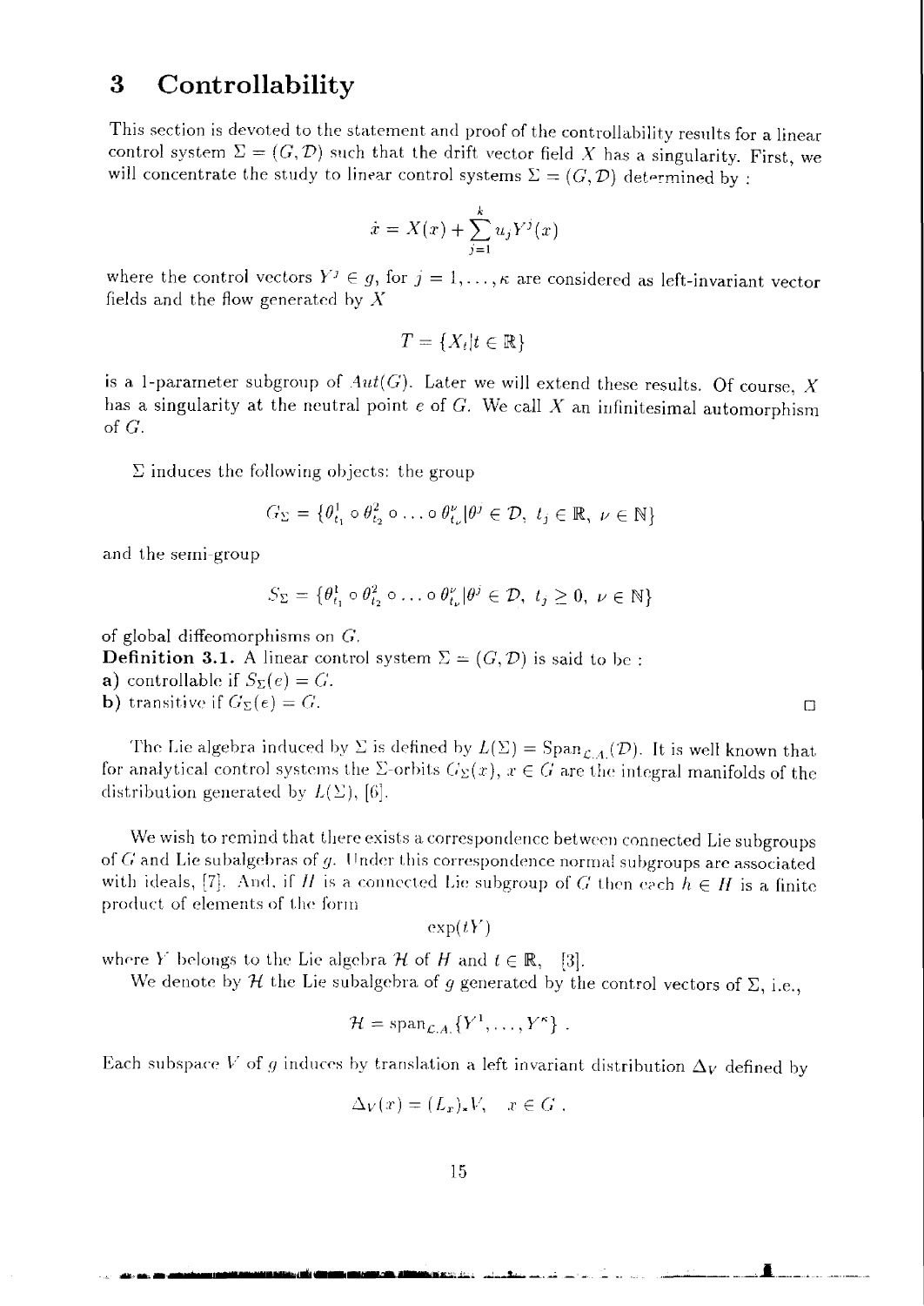# 3 Controllability

This section is devoted to the statement and proof of the controllability results for a linear control system $\Sigma = (G, \mathcal{D})$ such that the drift vector field $X$ has a singularity. First, we will concentrate the study to linear control systems $\Sigma = (G, \mathcal{D})$ determined by :

$$\dot{x} = X(x) + \sum_{j=1}^{k} u_j Y^j(x)$$

where the control vectors $Y^j \in g$, for $j = 1, \ldots, \kappa$ are considered as left-invariant vector fields and the flow generated by $X$

$$T = \{X_t | t \in \mathbb{R}\}$$

is a 1-parameter subgroup of $Aut(G)$. Later we will extend these results. Of course, $X$ has a singularity at the neutral point $e$ of $G$. We call $X$ an infinitesimal automorphism of $G$.

$\Sigma$ induces the following objects: the group

$$G_\Sigma = \{\theta^1_{t_1} \circ \theta^2_{t_2} \circ \ldots \circ \theta^\nu_{t_\nu} | \theta^j \in \mathcal{D},\ t_j \in \mathbb{R},\ \nu \in \mathbb{N}\}$$

and the semi-group

$$S_\Sigma = \{\theta^1_{t_1} \circ \theta^2_{t_2} \circ \ldots \circ \theta^\nu_{t_\nu} | \theta^j \in \mathcal{D},\ t_j \geq 0,\ \nu \in \mathbb{N}\}$$

of global diffeomorphisms on $G$.

**Definition 3.1.** A linear control system $\Sigma = (G, \mathcal{D})$ is said to be :
**a)** controllable if $S_\Sigma(e) = G$.
**b)** transitive if $G_\Sigma(e) = G$. □

The Lie algebra induced by $\Sigma$ is defined by $L(\Sigma) = \text{Span}_{\mathcal{L.A.}}(\mathcal{D})$. It is well known that for analytical control systems the $\Sigma$-orbits $G_\Sigma(x)$, $x \in G$ are the integral manifolds of the distribution generated by $L(\Sigma)$, [6].

We wish to remind that there exists a correspondence between connected Lie subgroups of $G$ and Lie subalgebras of $g$. Under this correspondence normal subgroups are associated with ideals, [7]. And, if $H$ is a connected Lie subgroup of $G$ then each $h \in H$ is a finite product of elements of the form

$$\exp(tY)$$

where $Y$ belongs to the Lie algebra $\mathcal{H}$ of $H$ and $t \in \mathbb{R}$, [3].

We denote by $\mathcal{H}$ the Lie subalgebra of $g$ generated by the control vectors of $\Sigma$, i.e.,

$$\mathcal{H} = \text{span}_{\mathcal{L.A.}}\{Y^1, \ldots, Y^\kappa\} .$$

Each subspace $V$ of $g$ induces by translation a left invariant distribution $\Delta_V$ defined by

$$\Delta_V(x) = (L_x)_* V, \quad x \in G .$$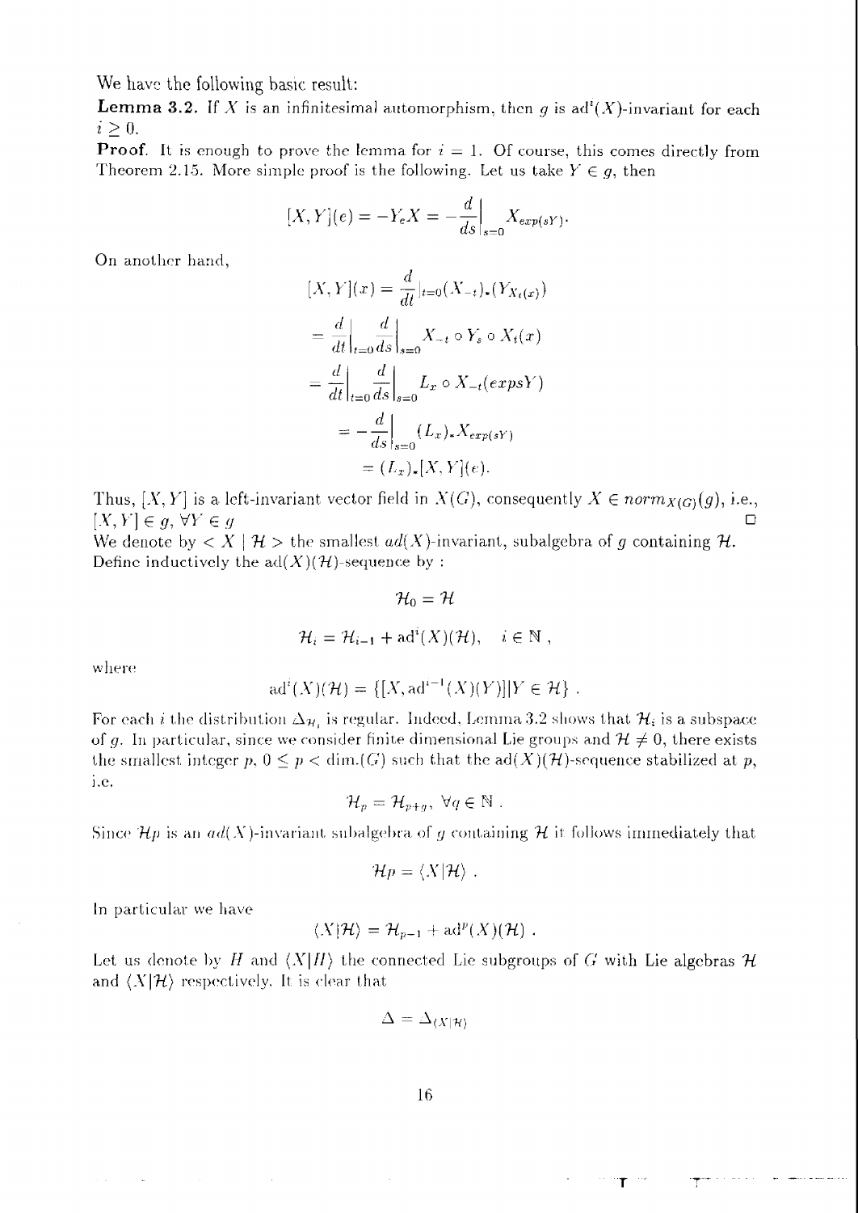We have the following basic result:

**Lemma 3.2.** If $X$ is an infinitesimal automorphism, then $g$ is $\mathrm{ad}^i(X)$-invariant for each $i \geq 0$.

**Proof.** It is enough to prove the lemma for $i = 1$. Of course, this comes directly from Theorem 2.15. More simple proof is the following. Let us take $Y \in g$, then

$$[X, Y](e) = -Y_e X = -\frac{d}{ds}\bigg|_{s=0} X_{exp(sY)}.$$

On another hand,

$$
\begin{aligned}
[X, Y](x) &= \frac{d}{dt}|_{t=0}(X_{-t})_*(Y_{X_t(x)}) \\
&= \frac{d}{dt}\bigg|_{t=0}\frac{d}{ds}\bigg|_{s=0} X_{-t} \circ Y_s \circ X_t(x) \\
&= \frac{d}{dt}\bigg|_{t=0}\frac{d}{ds}\bigg|_{s=0} L_x \circ X_{-t}(expsY) \\
&= -\frac{d}{ds}\bigg|_{s=0}(L_x)_* X_{exp(sY)} \\
&= (L_x)_*[X, Y](e).
\end{aligned}
$$

Thus, $[X, Y]$ is a left-invariant vector field in $X(G)$, consequently $X \in norm_{X(G)}(g)$, i.e., $[X, Y] \in g$, $\forall Y \in g$ □

We denote by $< X \mid \mathcal{H} >$ the smallest $ad(X)$-invariant, subalgebra of $g$ containing $\mathcal{H}$. Define inductively the $\mathrm{ad}(X)(\mathcal{H})$-sequence by :

$$\mathcal{H}_0 = \mathcal{H}$$

$$\mathcal{H}_i = \mathcal{H}_{i-1} + \mathrm{ad}^i(X)(\mathcal{H}), \quad i \in \mathbb{N} ,$$

where

$$\mathrm{ad}^i(X)(\mathcal{H}) = \{[X, \mathrm{ad}^{i-1}(X)(Y)] | Y \in \mathcal{H}\} .$$

For each $i$ the distribution $\Delta_{\mathcal{H}_i}$ is regular. Indeed, Lemma 3.2 shows that $\mathcal{H}_i$ is a subspace of $g$. In particular, since we consider finite dimensional Lie groups and $\mathcal{H} \neq 0$, there exists the smallest integer $p$, $0 \leq p < \dim.(G)$ such that the $\mathrm{ad}(X)(\mathcal{H})$-sequence stabilized at $p$, i.e.

$$\mathcal{H}_p = \mathcal{H}_{p+q}, \ \forall q \in \mathbb{N} .$$

Since $\mathcal{H}p$ is an $ad(X)$-invariant subalgebra of $g$ containing $\mathcal{H}$ it follows immediately that

$$\mathcal{H}p = \langle X | \mathcal{H} \rangle .$$

In particular we have

$$\langle X | \mathcal{H} \rangle = \mathcal{H}_{p-1} + \mathrm{ad}^p(X)(\mathcal{H}) .$$

Let us denote by $H$ and $\langle X | H \rangle$ the connected Lie subgroups of $G$ with Lie algebras $\mathcal{H}$ and $\langle X | \mathcal{H} \rangle$ respectively. It is clear that

$$\Delta = \Delta_{\langle X | \mathcal{H} \rangle}$$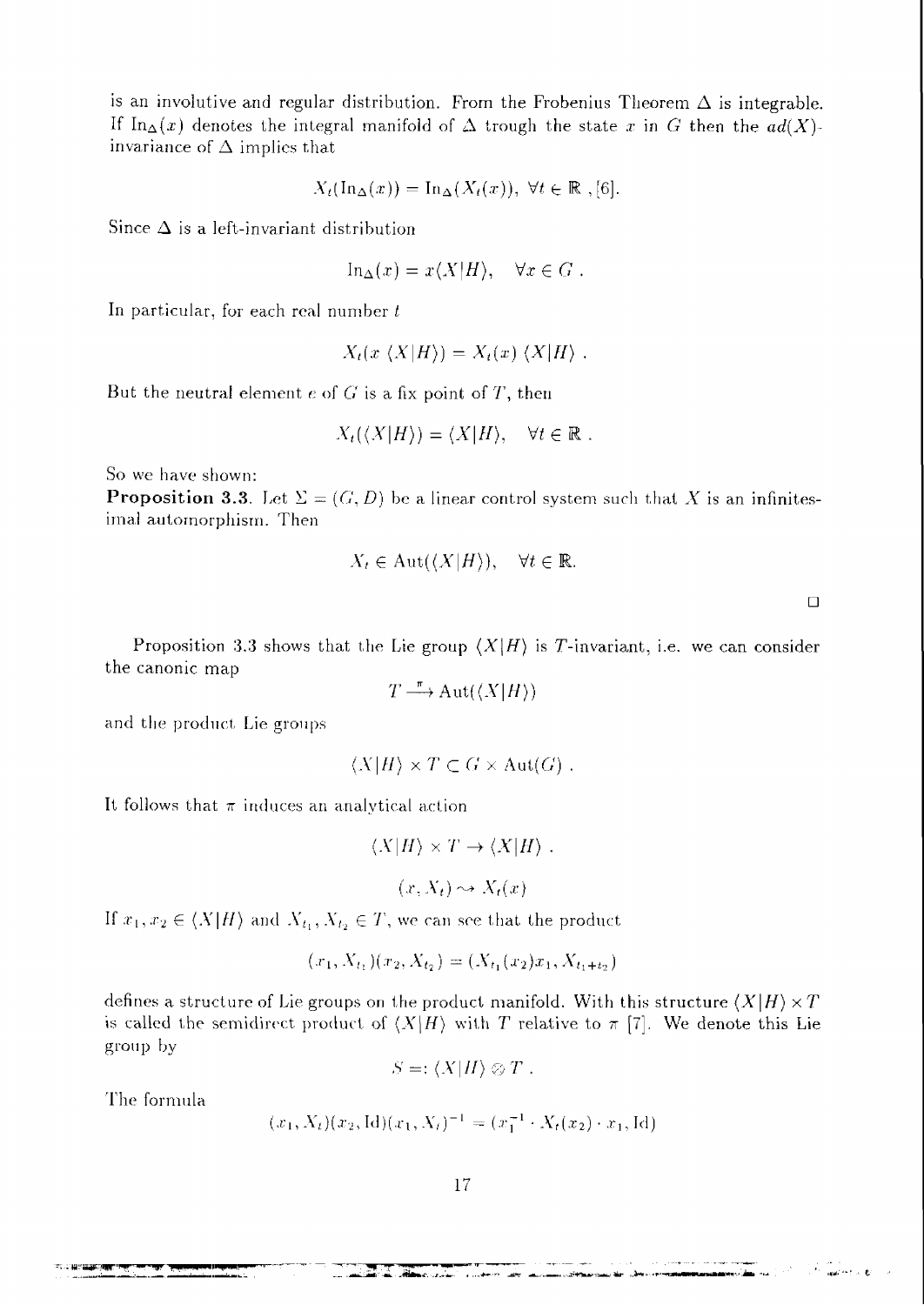is an involutive and regular distribution. From the Frobenius Theorem $\Delta$ is integrable. If $\text{In}_\Delta(x)$ denotes the integral manifold of $\Delta$ trough the state $x$ in $G$ then the $ad(X)$-invariance of $\Delta$ implies that

$$X_t(\text{In}_\Delta(x)) = \text{In}_\Delta(X_t(x)), \ \forall t \in \mathbb{R} \ , [6].$$

Since $\Delta$ is a left-invariant distribution

$$\text{In}_\Delta(x) = x\langle X|H\rangle, \quad \forall x \in G \ .$$

In particular, for each real number $t$

$$X_t(x \ \langle X|H\rangle) = X_t(x) \ \langle X|H\rangle \ .$$

But the neutral element $e$ of $G$ is a fix point of $T$, then

$$X_t(\langle X|H\rangle) = \langle X|H\rangle, \quad \forall t \in \mathbb{R} \ .$$

So we have shown:

**Proposition 3.3**. Let $\Sigma = (G, D)$ be a linear control system such that $X$ is an infinitesimal automorphism. Then

$$X_t \in \text{Aut}(\langle X|H\rangle), \quad \forall t \in \mathbb{R}.$$

□

Proposition 3.3 shows that the Lie group $\langle X|H\rangle$ is $T$-invariant, i.e. we can consider the canonic map

$$T \xrightarrow{\ \pi\ } \text{Aut}(\langle X|H\rangle)$$

and the product Lie groups

$$\langle X|H\rangle \times T \subset G \times \text{Aut}(G) \ .$$

It follows that $\pi$ induces an analytical action

$$\langle X|H\rangle \times T \to \langle X|H\rangle \ .$$

$$(x, X_t) \rightsquigarrow X_t(x)$$

If $x_1, x_2 \in \langle X|H\rangle$ and $X_{t_1}, X_{t_2} \in T$, we can see that the product

$$(x_1, X_{t_1})(x_2, X_{t_2}) = (X_{t_1}(x_2)x_1, X_{t_1+t_2})$$

defines a structure of Lie groups on the product manifold. With this structure $\langle X|H\rangle \times T$ is called the semidirect product of $\langle X|H\rangle$ with $T$ relative to $\pi$ [7]. We denote this Lie group by

$$S =: \langle X|H\rangle \otimes T \ .$$

The formula

$$(x_1, X_t)(x_2, \text{Id})(x_1, X_t)^{-1} = (x_1^{-1} \cdot X_t(x_2) \cdot x_1, \text{Id})$$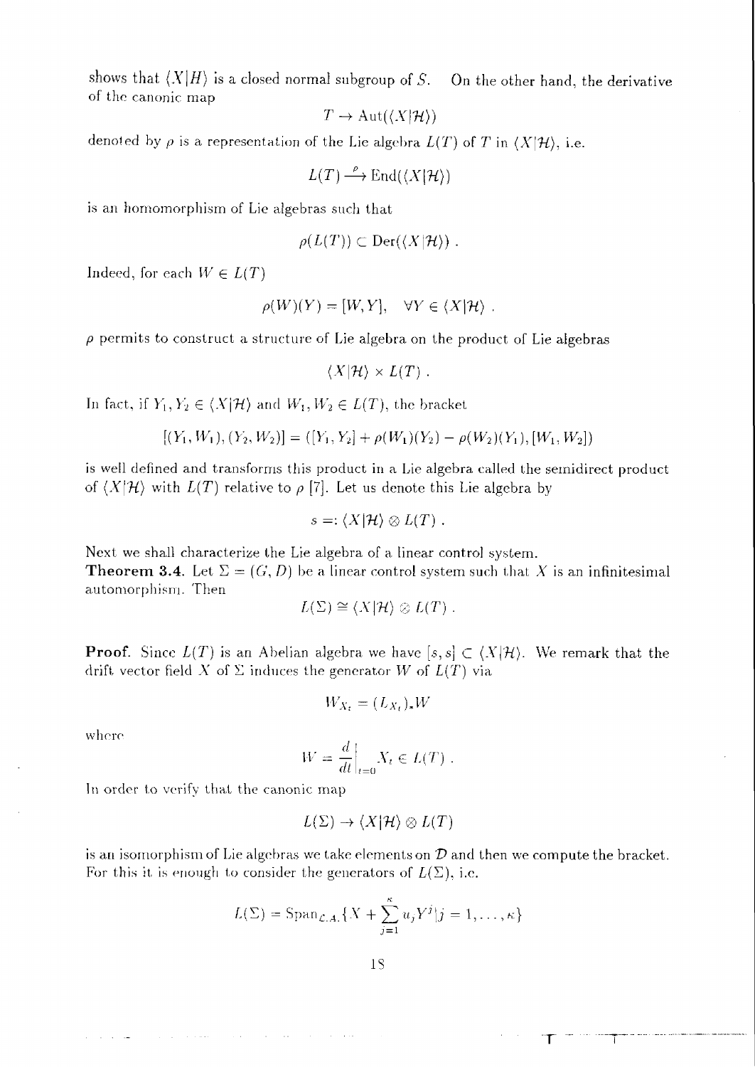shows that $\langle X|H\rangle$ is a closed normal subgroup of $S$. On the other hand, the derivative of the canonic map

$$T \to \mathrm{Aut}(\langle X|\mathcal{H}\rangle)$$

denoted by $\rho$ is a representation of the Lie algebra $L(T)$ of $T$ in $\langle X|\mathcal{H}\rangle$, i.e.

$$L(T) \xrightarrow{\rho} \mathrm{End}(\langle X|\mathcal{H}\rangle)$$

is an homomorphism of Lie algebras such that

$$\rho(L(T)) \subset \mathrm{Der}(\langle X|\mathcal{H}\rangle) .$$

Indeed, for each $W \in L(T)$

$$\rho(W)(Y) = [W, Y], \quad \forall Y \in \langle X|\mathcal{H}\rangle .$$

$\rho$ permits to construct a structure of Lie algebra on the product of Lie algebras

$$\langle X|\mathcal{H}\rangle \times L(T) .$$

In fact, if $Y_1, Y_2 \in \langle X|\mathcal{H}\rangle$ and $W_1, W_2 \in L(T)$, the bracket

$$[(Y_1, W_1), (Y_2, W_2)] = ([Y_1, Y_2] + \rho(W_1)(Y_2) - \rho(W_2)(Y_1), [W_1, W_2])$$

is well defined and transforms this product in a Lie algebra called the semidirect product of $\langle X|\mathcal{H}\rangle$ with $L(T)$ relative to $\rho$ [7]. Let us denote this Lie algebra by

$$s =: \langle X|\mathcal{H}\rangle \otimes L(T) .$$

Next we shall characterize the Lie algebra of a linear control system.

**Theorem 3.4.** Let $\Sigma = (G, D)$ be a linear control system such that $X$ is an infinitesimal automorphism. Then

$$L(\Sigma) \cong \langle X|\mathcal{H}\rangle \otimes L(T) .$$

**Proof.** Since $L(T)$ is an Abelian algebra we have $[s, s] \subset \langle X|\mathcal{H}\rangle$. We remark that the drift vector field $X$ of $\Sigma$ induces the generator $W$ of $L(T)$ via

$$W_{X_t} = (L_{X_t})_* W$$

where

$$W = \frac{d}{dt}\bigg|_{t=0} X_t \in L(T) .$$

In order to verify that the canonic map

$$L(\Sigma) \to \langle X|\mathcal{H}\rangle \otimes L(T)$$

is an isomorphism of Lie algebras we take elements on $\mathcal{D}$ and then we compute the bracket. For this it is enough to consider the generators of $L(\Sigma)$, i.e.

$$L(\Sigma) = \mathrm{Span}_{\mathcal{L.A.}}\{X + \sum_{j=1}^{\kappa} u_j Y^j | j = 1, \ldots, \kappa\}$$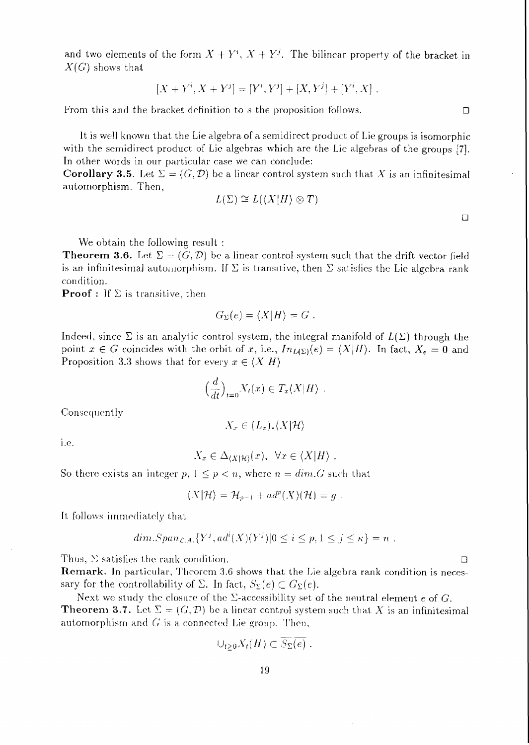and two elements of the form $X + Y^i$, $X + Y^j$. The bilinear property of the bracket in $X(G)$ shows that

$$[X + Y^i, X + Y^j] = [Y^i, Y^j] + [X, Y^j] + [Y^i, X] \ .$$

From this and the bracket definition to $s$ the proposition follows. □

It is well known that the Lie algebra of a semidirect product of Lie groups is isomorphic with the semidirect product of Lie algebras which are the Lie algebras of the groups [7]. In other words in our particular case we can conclude:

**Corollary 3.5.** Let $\Sigma = (G, \mathcal{D})$ be a linear control system such that $X$ is an infinitesimal automorphism. Then,

$$L(\Sigma) \cong L(\langle X|H\rangle \otimes T)$$

□

We obtain the following result :

**Theorem 3.6.** Let $\Sigma = (G, \mathcal{D})$ be a linear control system such that the drift vector field is an infinitesimal automorphism. If $\Sigma$ is transitive, then $\Sigma$ satisfies the Lie algebra rank condition.

**Proof :** If $\Sigma$ is transitive, then

$$G_\Sigma(e) = \langle X|H\rangle = G \ .$$

Indeed, since $\Sigma$ is an analytic control system, the integral manifold of $L(\Sigma)$ through the point $x \in G$ coincides with the orbit of $x$, i.e., $In_{L(\Sigma)}(e) = \langle X|H\rangle$. In fact, $X_e = \mathbf{0}$ and Proposition 3.3 shows that for every $x \in \langle X|H\rangle$

$$\left(\frac{d}{dt}\right)_{t=0} X_t(x) \in T_x\langle X|H\rangle \ .$$

Consequently

$$X_x \in (L_x)_*\langle X|\mathcal{H}\rangle$$

i.e.

$$X_x \in \Delta_{\langle X|\mathcal{H}\rangle}(x), \ \ \forall x \in \langle X|H\rangle \ .$$

So there exists an integer $p$, $1 \leq p < n$, where $n = dim.G$ such that

$$\langle X|\mathcal{H}\rangle = \mathcal{H}_{p-1} + ad^p(X)(\mathcal{H}) = g \ .$$

It follows immediately that

$$dim.Span_{\mathcal{L}.\mathcal{A}.}\{Y^j, ad^i(X)(Y^j) | 0 \leq i \leq p, 1 \leq j \leq \kappa\} = n \ .$$

Thus, $\Sigma$ satisfies the rank condition. □

**Remark.** In particular, Theorem 3.6 shows that the Lie algebra rank condition is necessary for the controllability of $\Sigma$. In fact, $S_\Sigma(e) \subset G_\Sigma(e)$.

Next we study the closure of the $\Sigma$-accessibility set of the neutral element $e$ of $G$.

**Theorem 3.7.** Let $\Sigma = (G, \mathcal{D})$ be a linear control system such that $X$ is an infinitesimal automorphism and $G$ is a connected Lie group. Then,

$$\cup_{t \geq 0} X_t(H) \subset \overline{S_\Sigma(e)} \ .$$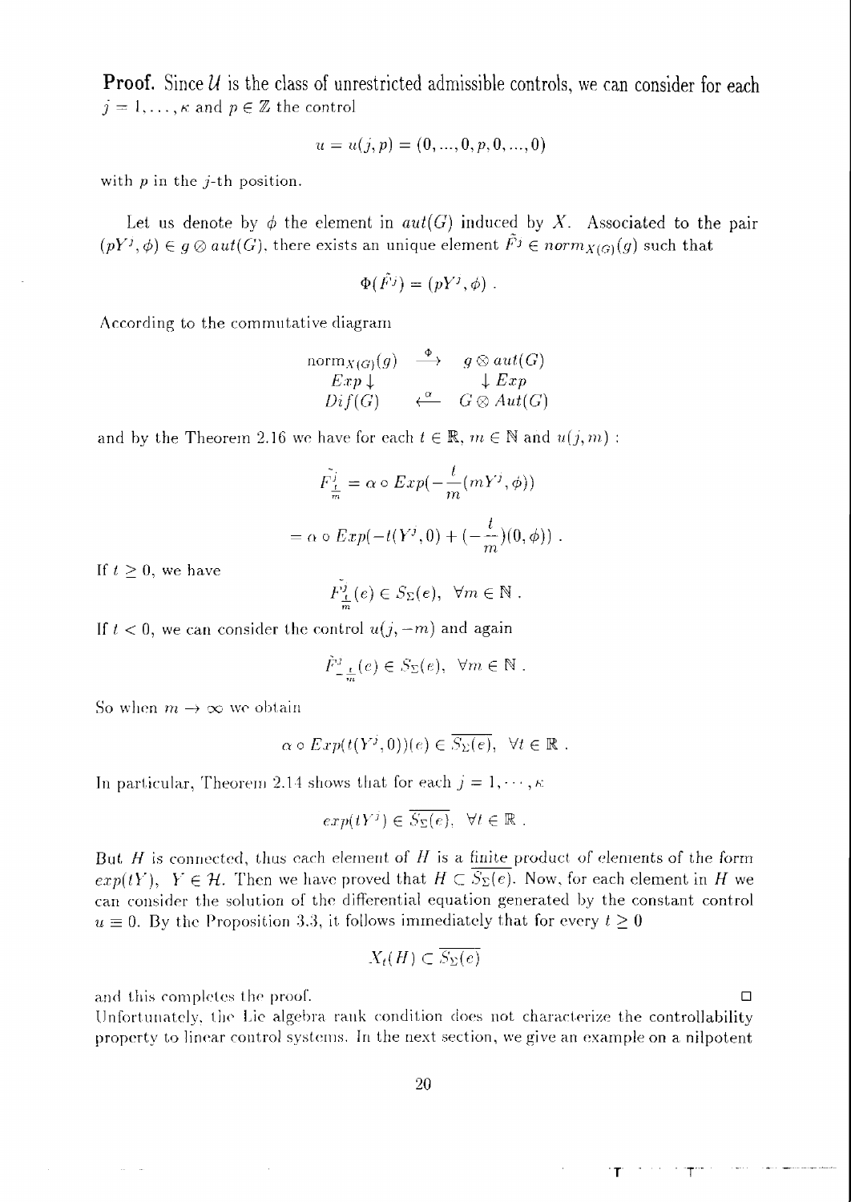**Proof.** Since $\mathcal{U}$ is the class of unrestricted admissible controls, we can consider for each $j = 1, \ldots, \kappa$ and $p \in \mathbb{Z}$ the control

$$u = u(j,p) = (0, ..., 0, p, 0, ..., 0)$$

with $p$ in the $j$-th position.

Let us denote by $\phi$ the element in $aut(G)$ induced by $X$. Associated to the pair $(pY^j, \phi) \in g \otimes aut(G)$, there exists an unique element $\tilde{F^j} \in norm_{X(G)}(g)$ such that

$$\Phi(\tilde{F^j}) = (pY^j, \phi) \ .$$

According to the commutative diagram

$$\begin{array}{ccc} \mathrm{norm}_{X(G)}(g) & \xrightarrow{\Phi} & g \otimes aut(G) \\ Exp \downarrow & & \downarrow Exp \\ Dif(G) & \xleftarrow{\alpha} & G \otimes Aut(G) \end{array}$$

and by the Theorem 2.16 we have for each $t \in \mathbb{R}$, $m \in \mathbb{N}$ and $u(j,m)$ :

$$\tilde{F}^j_{\frac{t}{m}} = \alpha \circ Exp(-\frac{t}{m}(mY^j, \phi))$$

$$= \alpha \circ Exp(-t(Y^j, 0) + (-\frac{t}{m})(0, \phi)) \ .$$

If $t \geq 0$, we have

$$\tilde{F}^j_{\frac{t}{m}}(e) \in S_\Sigma(e), \ \ \forall m \in \mathbb{N} \ .$$

If $t < 0$, we can consider the control $u(j, -m)$ and again

$$\tilde{F}^j_{-\frac{t}{m}}(e) \in S_\Sigma(e), \ \ \forall m \in \mathbb{N} \ .$$

So when $m \to \infty$ we obtain

$$\alpha \circ Exp(t(Y^j, 0))(e) \in \overline{S_\Sigma(e)}, \ \ \forall t \in \mathbb{R} \ .$$

In particular, Theorem 2.14 shows that for each $j = 1, \cdots, \kappa$

$$exp(tY^j) \in \overline{S_\Sigma(e)}, \ \ \forall t \in \mathbb{R} \ .$$

But $H$ is connected, thus each element of $H$ is a finite product of elements of the form $exp(tY)$, $Y \in \mathcal{H}$. Then we have proved that $H \subset \overline{S_\Sigma(e)}$. Now, for each element in $H$ we can consider the solution of the differential equation generated by the constant control $u \equiv 0$. By the Proposition 3.3, it follows immediately that for every $t \geq 0$

$$X_t(H) \subset \overline{S_\Sigma(e)}$$

and this completes the proof. □

Unfortunately, the Lie algebra rank condition does not characterize the controllability property to linear control systems. In the next section, we give an example on a nilpotent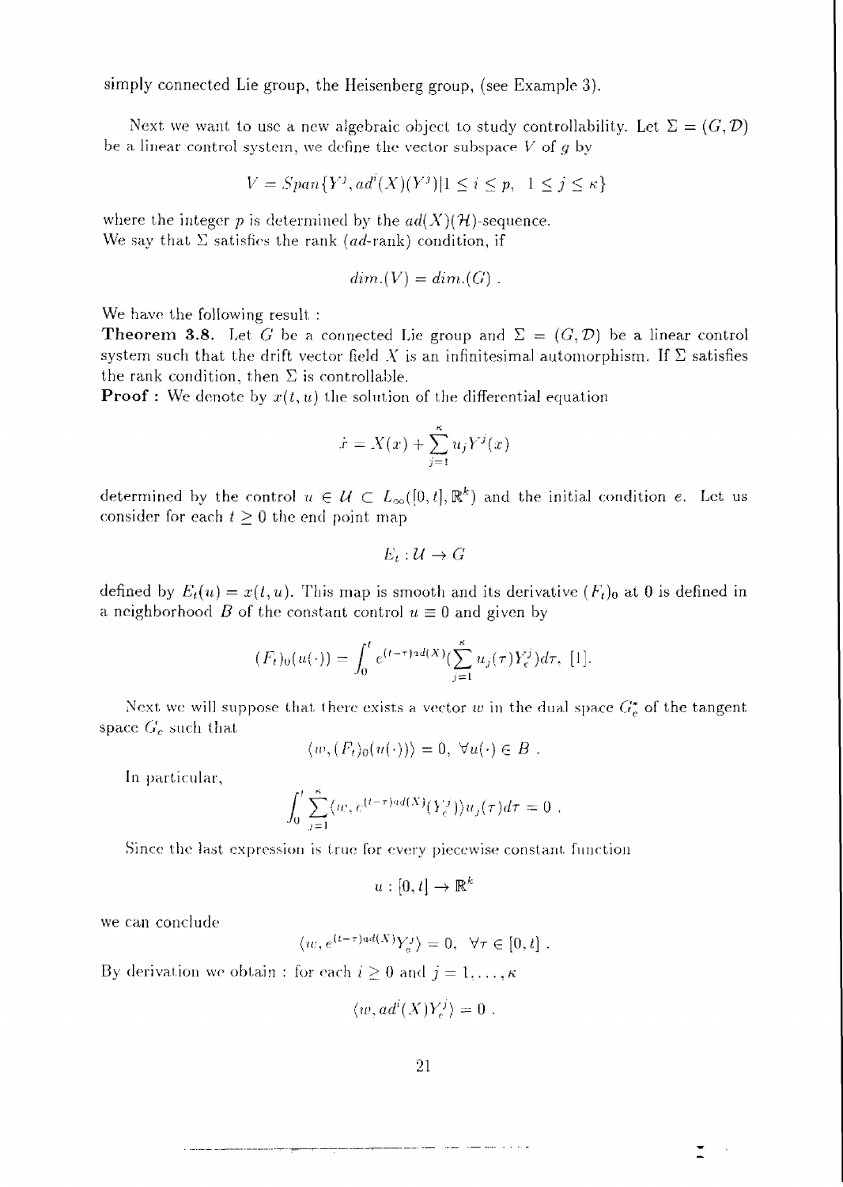simply connected Lie group, the Heisenberg group, (see Example 3).

Next we want to use a new algebraic object to study controllability. Let $\Sigma = (G, \mathcal{D})$ be a linear control system, we define the vector subspace $V$ of $g$ by

$$V = Span\{Y^j, ad^i(X)(Y^j) | 1 \leq i \leq p, \ 1 \leq j \leq \kappa\}$$

where the integer $p$ is determined by the $ad(X)(\mathcal{H})$-sequence.
We say that $\Sigma$ satisfies the rank ($ad$-rank) condition, if

$$dim.(V) = dim.(G) \ .$$

We have the following result :
**Theorem 3.8.** Let $G$ be a connected Lie group and $\Sigma = (G, \mathcal{D})$ be a linear control system such that the drift vector field $X$ is an infinitesimal automorphism. If $\Sigma$ satisfies the rank condition, then $\Sigma$ is controllable.
**Proof :** We denote by $x(t, u)$ the solution of the differential equation

$$\dot{x} = X(x) + \sum_{j=1}^{\kappa} u_j Y^j(x)$$

determined by the control $u \in \mathcal{U} \subset L_\infty([0, t], \mathbb{R}^k)$ and the initial condition $e$. Let us consider for each $t \geq 0$ the end point map

$$E_t : \mathcal{U} \to G$$

defined by $E_t(u) = x(t, u)$. This map is smooth and its derivative $(F_t)_0$ at 0 is defined in a neighborhood $B$ of the constant control $u \equiv 0$ and given by

$$(F_t)_0(u(\cdot)) = \int_0^t e^{(t-\tau)ad(X)}(\sum_{j=1}^{\kappa} u_j(\tau) Y_e^j) d\tau, \ [1].$$

Next we will suppose that there exists a vector $w$ in the dual space $G_e^*$ of the tangent space $G_e$ such that

$$\langle w, (F_t)_0(u(\cdot))\rangle = 0, \ \forall u(\cdot) \in B \ .$$

In particular,

$$\int_0^t \sum_{j=1}^{\kappa} \langle w, e^{(t-\tau)ad(X)}(Y_e^j)\rangle u_j(\tau) d\tau = 0 \ .$$

Since the last expression is true for every piecewise constant function

$$u : [0, t] \to \mathbb{R}^k$$

we can conclude

$$\langle w, e^{(t-\tau)ad(X)} Y_e^j\rangle = 0, \ \forall \tau \in [0, t] \ .$$

By derivation we obtain : for each $i \geq 0$ and $j = 1, \ldots, \kappa$

$$\langle w, ad^i(X) Y_e^j\rangle = 0 \ .$$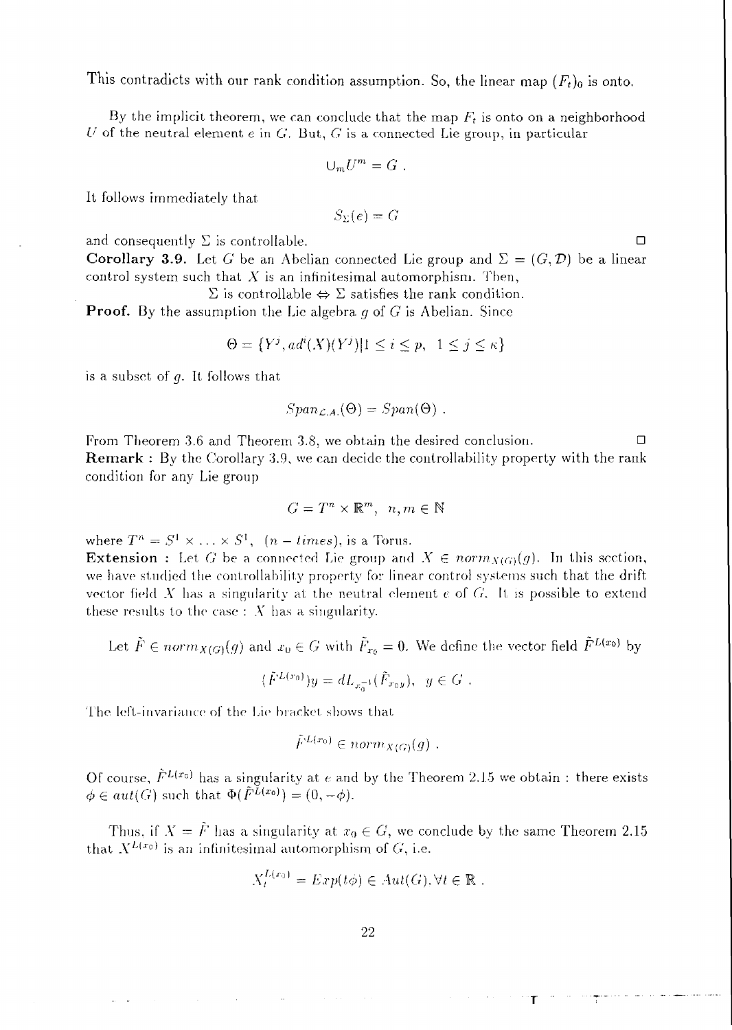This contradicts with our rank condition assumption. So, the linear map $(F_t)_0$ is onto.

By the implicit theorem, we can conclude that the map $F_t$ is onto on a neighborhood $U$ of the neutral element $e$ in $G$. But, $G$ is a connected Lie group, in particular

$$\cup_m U^m = G \ .$$

It follows immediately that

$$S_\Sigma(e) = G$$

and consequently $\Sigma$ is controllable. □

**Corollary 3.9.** Let $G$ be an Abelian connected Lie group and $\Sigma = (G, \mathcal{D})$ be a linear control system such that $X$ is an infinitesimal automorphism. Then,

$$\Sigma \text{ is controllable} \Leftrightarrow \Sigma \text{ satisfies the rank condition.}$$

**Proof.** By the assumption the Lie algebra $g$ of $G$ is Abelian. Since

$$\Theta = \{Y^j, ad^i(X)(Y^j) | 1 \leq i \leq p, \ \ 1 \leq j \leq \kappa\}$$

is a subset of $g$. It follows that

$$Span_{\mathcal{L}.A.}(\Theta) = Span(\Theta) \ .$$

From Theorem 3.6 and Theorem 3.8, we obtain the desired conclusion. □

**Remark :** By the Corollary 3.9, we can decide the controllability property with the rank condition for any Lie group

$$G = T^n \times \mathbb{R}^m, \ \ n, m \in \mathbb{N}$$

where $T^n = S^1 \times \ldots \times S^1$, $(n - times)$, is a Torus.

**Extension :** Let $G$ be a connected Lie group and $X \in norm_{X(G)}(g)$. In this section, we have studied the controllability property for linear control systems such that the drift vector field $X$ has a singularity at the neutral element $e$ of $G$. It is possible to extend these results to the case : $X$ has a singularity.

Let $\tilde{F} \in norm_{X(G)}(g)$ and $x_0 \in G$ with $\tilde{F}_{x_0} = 0$. We define the vector field $\tilde{F}^{L(x_0)}$ by

$$(\tilde{F}^{L(x_0)})y = dL_{x_0^{-1}}(\tilde{F}_{x_0 y}), \ \ y \in G \ .$$

The left-invariance of the Lie bracket shows that

$$\tilde{F}^{L(x_0)} \in norm_{X(G)}(g) \ .$$

Of course, $\tilde{F}^{L(x_0)}$ has a singularity at $e$ and by the Theorem 2.15 we obtain : there exists $\phi \in aut(G)$ such that $\Phi(\tilde{F}^{L(x_0)}) = (0, -\phi)$.

Thus, if $X = \tilde{F}$ has a singularity at $x_0 \in G$, we conclude by the same Theorem 2.15 that $X^{L(x_0)}$ is an infinitesimal automorphism of $G$, i.e.

$$X_t^{L(x_0)} = Exp(t\phi) \in Aut(G), \forall t \in \mathbb{R} \ .$$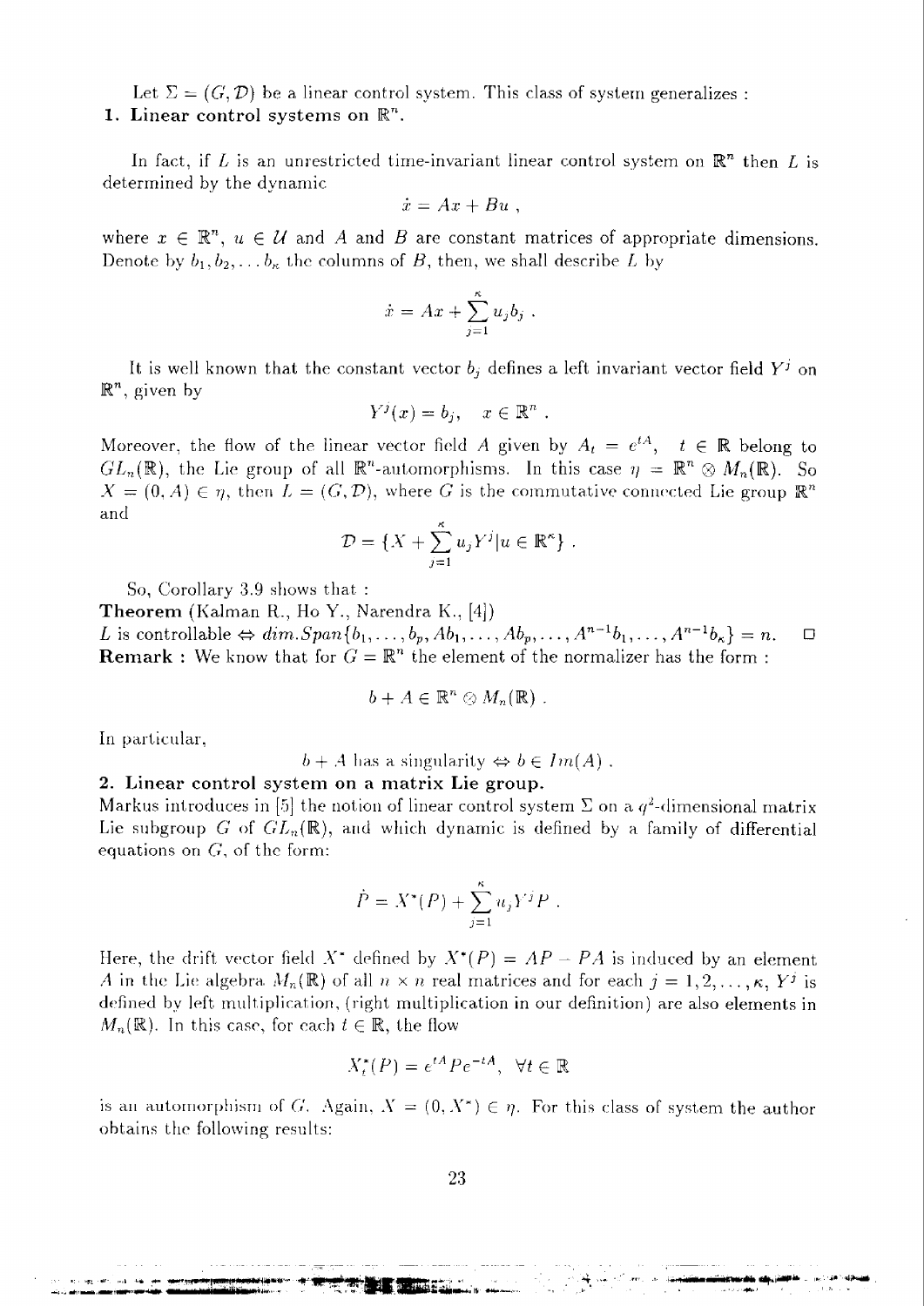Let $\Sigma = (G, \mathcal{D})$ be a linear control system. This class of system generalizes :

**1. Linear control systems on $\mathbb{R}^n$.**

In fact, if $L$ is an unrestricted time-invariant linear control system on $\mathbb{R}^n$ then $L$ is determined by the dynamic

$$\dot{x} = Ax + Bu ,$$

where $x \in \mathbb{R}^n$, $u \in \mathcal{U}$ and $A$ and $B$ are constant matrices of appropriate dimensions. Denote by $b_1, b_2, \ldots b_\kappa$ the columns of $B$, then, we shall describe $L$ by

$$\dot{x} = Ax + \sum_{j=1}^{\kappa} u_j b_j .$$

It is well known that the constant vector $b_j$ defines a left invariant vector field $Y^j$ on $\mathbb{R}^n$, given by

$$Y^j(x) = b_j, \quad x \in \mathbb{R}^n .$$

Moreover, the flow of the linear vector field $A$ given by $A_t = e^{tA}$, $t \in \mathbb{R}$ belong to $GL_n(\mathbb{R})$, the Lie group of all $\mathbb{R}^n$-automorphisms. In this case $\eta = \mathbb{R}^n \otimes M_n(\mathbb{R})$. So $X = (0, A) \in \eta$, then $L = (G, \mathcal{D})$, where $G$ is the commutative connected Lie group $\mathbb{R}^n$ and

$$\mathcal{D} = \{X + \sum_{j=1}^{\kappa} u_j Y^j | u \in \mathbb{R}^\kappa\} .$$

So, Corollary 3.9 shows that :

**Theorem** (Kalman R., Ho Y., Narendra K., [4])
$L$ is controllable $\Leftrightarrow$ $dim.Span\{b_1, \ldots, b_p, Ab_1, \ldots, Ab_p, \ldots, A^{n-1}b_1, \ldots, A^{n-1}b_\kappa\} = n$. $\square$

**Remark :** We know that for $G = \mathbb{R}^n$ the element of the normalizer has the form :

$$b + A \in \mathbb{R}^n \otimes M_n(\mathbb{R}) .$$

In particular,

$$b + A \text{ has a singularity} \Leftrightarrow b \in Im(A) .$$

**2. Linear control system on a matrix Lie group.**

Markus introduces in [5] the notion of linear control system $\Sigma$ on a $q^2$-dimensional matrix Lie subgroup $G$ of $GL_n(\mathbb{R})$, and which dynamic is defined by a family of differential equations on $G$, of the form:

$$\dot{P} = X^*(P) + \sum_{j=1}^{\kappa} u_j Y^j P .$$

Here, the drift vector field $X^*$ defined by $X^*(P) = AP - PA$ is induced by an element $A$ in the Lie algebra $M_n(\mathbb{R})$ of all $n \times n$ real matrices and for each $j = 1, 2, \ldots, \kappa$, $Y^j$ is defined by left multiplication, (right multiplication in our definition) are also elements in $M_n(\mathbb{R})$. In this case, for each $t \in \mathbb{R}$, the flow

$$X_t^*(P) = e^{tA} P e^{-tA}, \ \ \forall t \in \mathbb{R}$$

is an automorphism of $G$. Again, $X = (0, X^*) \in \eta$. For this class of system the author obtains the following results: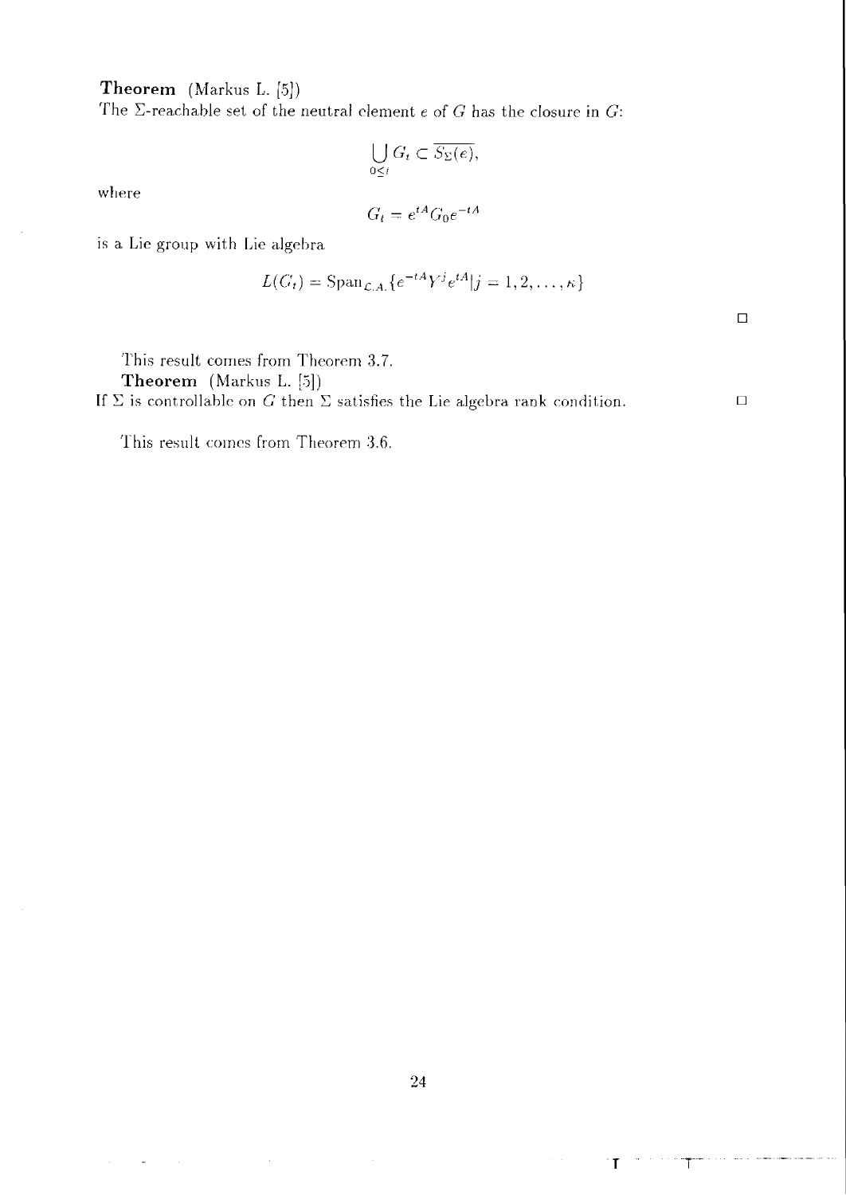**Theorem** (Markus L. [5])
The $\Sigma$-reachable set of the neutral element $e$ of $G$ has the closure in $G$:

$$\bigcup_{0 \leq t} G_t \subset \overline{S_\Sigma(e)},$$

where

$$G_t = e^{tA} G_0 e^{-tA}$$

is a Lie group with Lie algebra

$$L(G_t) = \text{Span}_{\mathcal{L}.A.}\{e^{-tA} Y^j e^{tA} | j = 1, 2, \ldots, \kappa\}$$

□

This result comes from Theorem 3.7.

**Theorem** (Markus L. [5])
If $\Sigma$ is controllable on $G$ then $\Sigma$ satisfies the Lie algebra rank condition. □

This result comes from Theorem 3.6.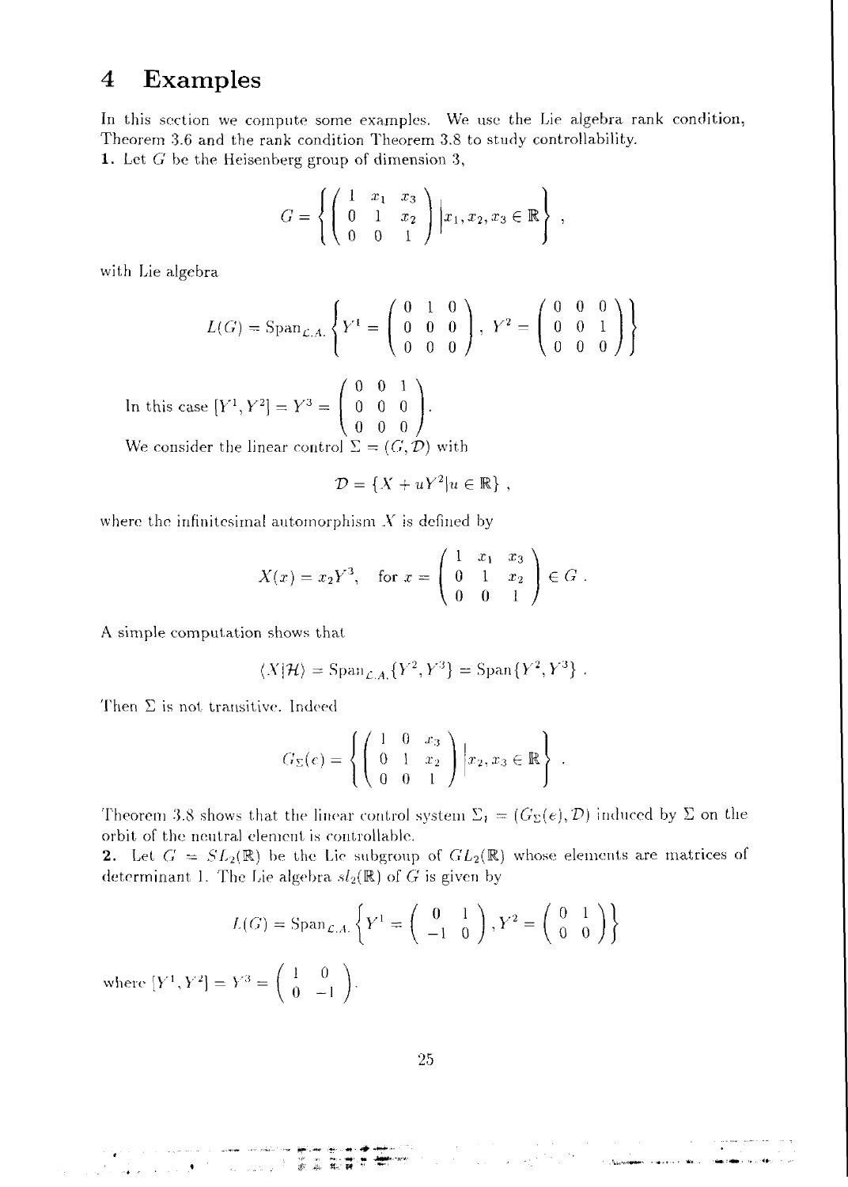# 4 Examples

In this section we compute some examples. We use the Lie algebra rank condition, Theorem 3.6 and the rank condition Theorem 3.8 to study controllability.

**1.** Let $G$ be the Heisenberg group of dimension 3,

$$G = \left\{ \begin{pmatrix} 1 & x_1 & x_3 \\ 0 & 1 & x_2 \\ 0 & 0 & 1 \end{pmatrix} \Big| x_1, x_2, x_3 \in \mathbb{R} \right\} ,$$

with Lie algebra

$$L(G) = \mathrm{Span}_{\mathcal{L.A.}} \left\{ Y^1 = \begin{pmatrix} 0 & 1 & 0 \\ 0 & 0 & 0 \\ 0 & 0 & 0 \end{pmatrix}, \ Y^2 = \begin{pmatrix} 0 & 0 & 0 \\ 0 & 0 & 1 \\ 0 & 0 & 0 \end{pmatrix} \right\}$$

In this case $[Y^1, Y^2] = Y^3 = \begin{pmatrix} 0 & 0 & 1 \\ 0 & 0 & 0 \\ 0 & 0 & 0 \end{pmatrix}$.

We consider the linear control $\Sigma = (G, \mathcal{D})$ with

$$\mathcal{D} = \{ X + uY^2 | u \in \mathbb{R} \} ,$$

where the infinitesimal automorphism $X$ is defined by

$$X(x) = x_2 Y^3, \quad \text{for } x = \begin{pmatrix} 1 & x_1 & x_3 \\ 0 & 1 & x_2 \\ 0 & 0 & 1 \end{pmatrix} \in G .$$

A simple computation shows that

$$\langle X | \mathcal{H} \rangle = \mathrm{Span}_{\mathcal{L.A.}} \{ Y^2, Y^3 \} = \mathrm{Span} \{ Y^2, Y^3 \} .$$

Then $\Sigma$ is not transitive. Indeed

$$G_\Sigma(e) = \left\{ \begin{pmatrix} 1 & 0 & x_3 \\ 0 & 1 & x_2 \\ 0 & 0 & 1 \end{pmatrix} \Big| x_2, x_3 \in \mathbb{R} \right\} .$$

Theorem 3.8 shows that the linear control system $\Sigma_I = (G_\Sigma(e), \mathcal{D})$ induced by $\Sigma$ on the orbit of the neutral element is controllable.

**2.** Let $G = SL_2(\mathbb{R})$ be the Lie subgroup of $GL_2(\mathbb{R})$ whose elements are matrices of determinant 1. The Lie algebra $sl_2(\mathbb{R})$ of $G$ is given by

$$L(G) = \mathrm{Span}_{\mathcal{L.A.}} \left\{ Y^1 = \begin{pmatrix} 0 & 1 \\ -1 & 0 \end{pmatrix}, Y^2 = \begin{pmatrix} 0 & 1 \\ 0 & 0 \end{pmatrix} \right\}$$

where $[Y^1, Y^2] = Y^3 = \begin{pmatrix} 1 & 0 \\ 0 & -1 \end{pmatrix}$.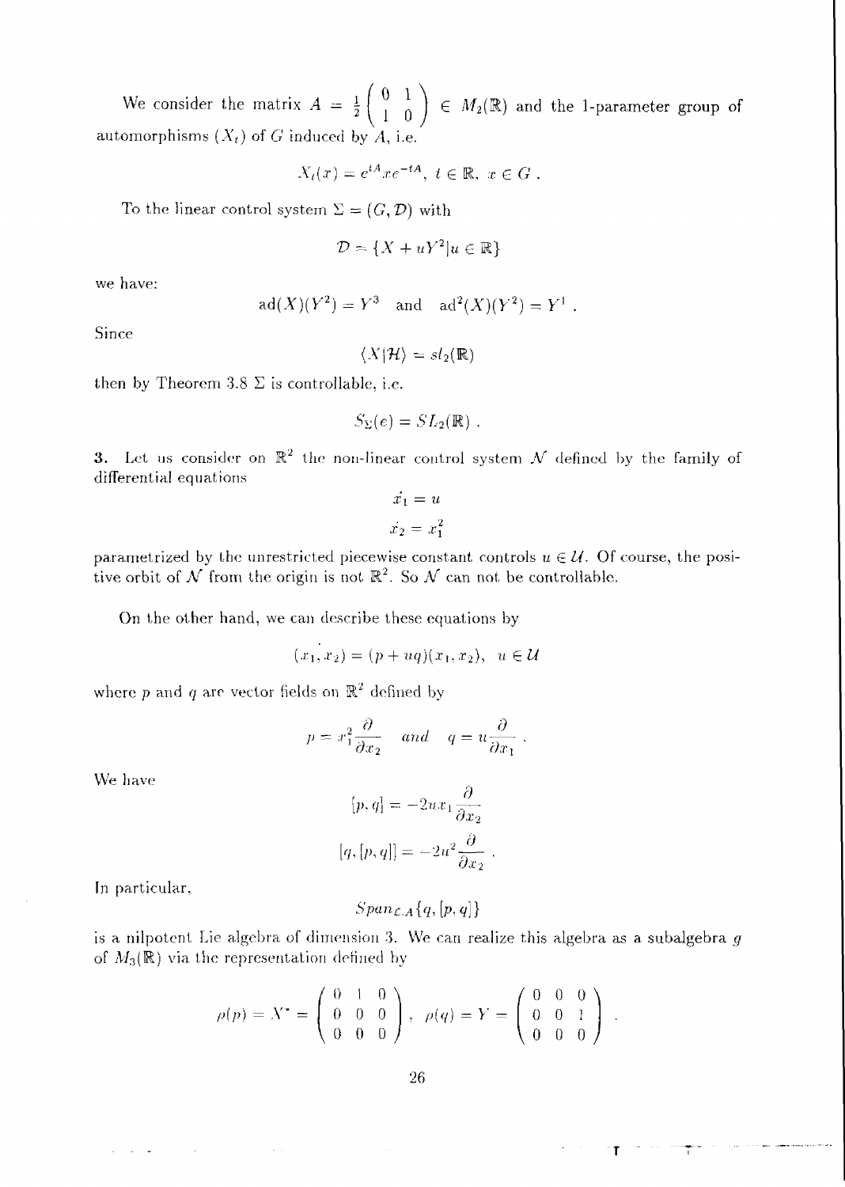We consider the matrix $A = \frac{1}{2}\begin{pmatrix} 0 & 1 \\ 1 & 0 \end{pmatrix} \in M_2(\mathbb{R})$ and the 1-parameter group of automorphisms $(X_t)$ of $G$ induced by $A$, i.e.

$$X_t(x) = e^{tA}.xe^{-tA}, \; t \in \mathbb{R}, \; x \in G \; .$$

To the linear control system $\Sigma = (G, \mathcal{D})$ with

$$\mathcal{D} = \{X + uY^2 | u \in \mathbb{R}\}$$

we have:

$$\mathrm{ad}(X)(Y^2) = Y^3 \quad \text{and} \quad \mathrm{ad}^2(X)(Y^2) = Y^1 \; .$$

Since

$$\langle X | \mathcal{H} \rangle = sl_2(\mathbb{R})$$

then by Theorem 3.8 $\Sigma$ is controllable, i.e.

$$S_\Sigma(e) = SL_2(\mathbb{R}) \; .$$

**3.** Let us consider on $\mathbb{R}^2$ the non-linear control system $\mathcal{N}$ defined by the family of differential equations

$$\dot{x_1} = u$$

$$\dot{x_2} = x_1^2$$

parametrized by the unrestricted piecewise constant controls $u \in \mathcal{U}$. Of course, the positive orbit of $\mathcal{N}$ from the origin is not $\mathbb{R}^2$. So $\mathcal{N}$ can not be controllable.

On the other hand, we can describe these equations by

$$(\dot{x_1, x_2}) = (p + uq)(x_1, x_2), \quad u \in \mathcal{U}$$

where $p$ and $q$ are vector fields on $\mathbb{R}^2$ defined by

$$p = x_1^2 \frac{\partial}{\partial x_2} \quad and \quad q = u\frac{\partial}{\partial x_1} \; .$$

We have

$$[p, q] = -2ux_1 \frac{\partial}{\partial x_2}$$

$$[q, [p, q]] = -2u^2 \frac{\partial}{\partial x_2} \; .$$

In particular,

$$Span_{\mathcal{L}.A}\{q, [p, q]\}$$

is a nilpotent Lie algebra of dimension 3. We can realize this algebra as a subalgebra $g$ of $M_3(\mathbb{R})$ via the representation defined by

$$\rho(p) = X^* = \begin{pmatrix} 0 & 1 & 0 \\ 0 & 0 & 0 \\ 0 & 0 & 0 \end{pmatrix}, \quad \rho(q) = Y = \begin{pmatrix} 0 & 0 & 0 \\ 0 & 0 & 1 \\ 0 & 0 & 0 \end{pmatrix} \; .$$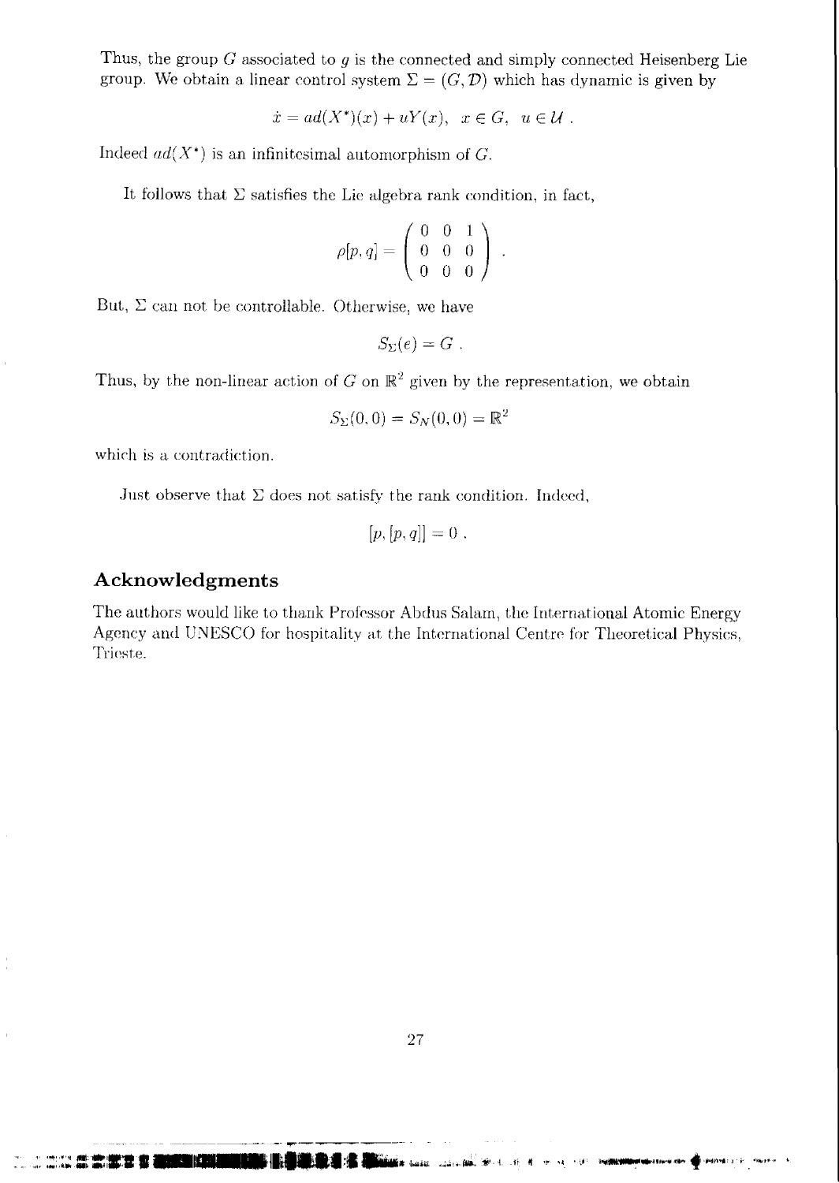Thus, the group $G$ associated to $g$ is the connected and simply connected Heisenberg Lie group. We obtain a linear control system $\Sigma = (G, \mathcal{D})$ which has dynamic is given by

$$\dot{x} = ad(X^*)(x) + uY(x), \quad x \in G, \quad u \in \mathcal{U} .$$

Indeed $ad(X^*)$ is an infinitesimal automorphism of $G$.

It follows that $\Sigma$ satisfies the Lie algebra rank condition, in fact,

$$\rho[p, q] = \begin{pmatrix} 0 & 0 & 1 \\ 0 & 0 & 0 \\ 0 & 0 & 0 \end{pmatrix} .$$

But, $\Sigma$ can not be controllable. Otherwise, we have

$$S_\Sigma(e) = G .$$

Thus, by the non-linear action of $G$ on $\mathbb{R}^2$ given by the representation, we obtain

$$S_\Sigma(0, 0) = S_N(0, 0) = \mathbb{R}^2$$

which is a contradiction.

Just observe that $\Sigma$ does not satisfy the rank condition. Indeed,

$$[p, [p, q]] = 0 .$$

## Acknowledgments

The authors would like to thank Professor Abdus Salam, the International Atomic Energy Agency and UNESCO for hospitality at the International Centre for Theoretical Physics, Trieste.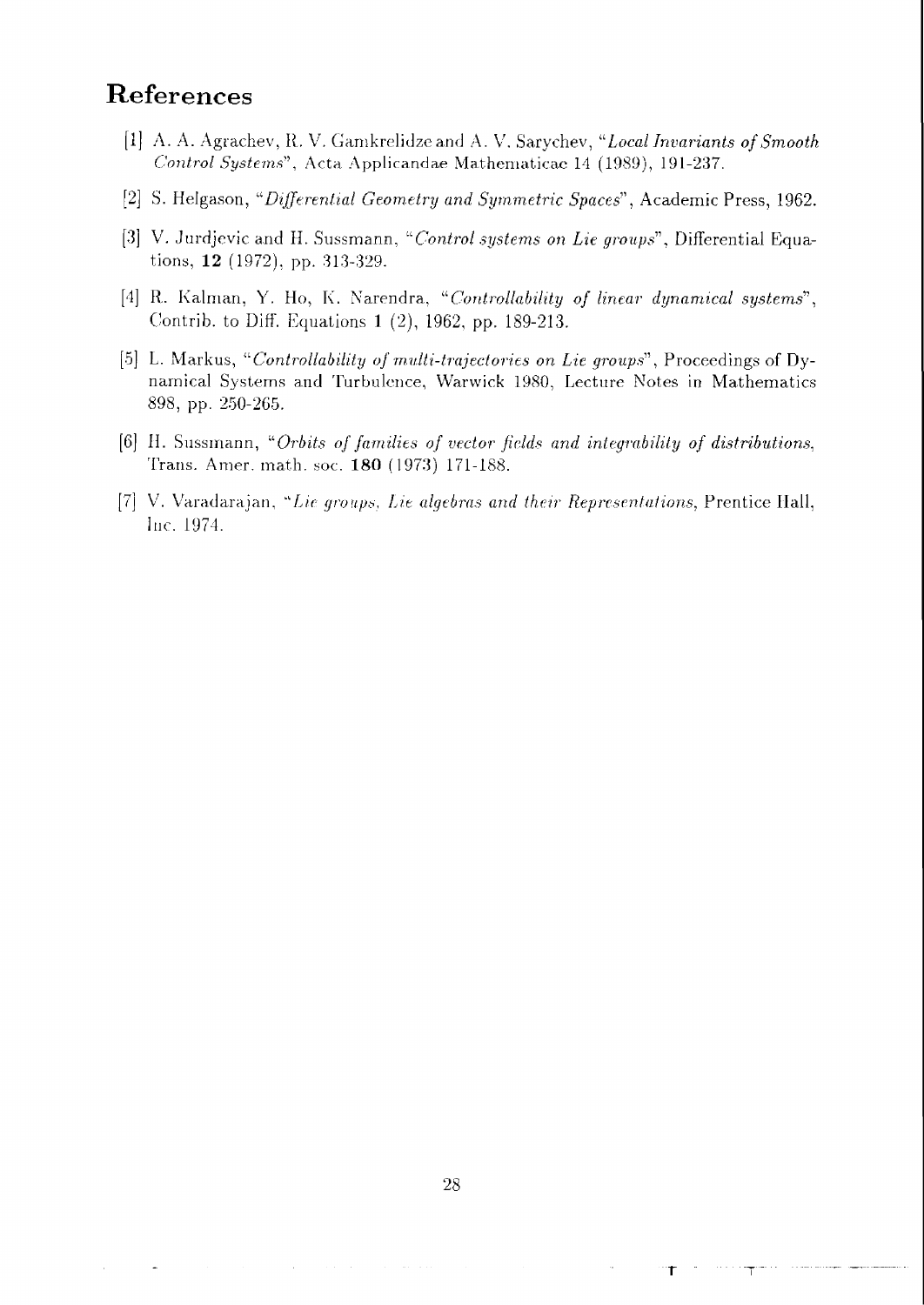## References

[1] A. A. Agrachev, R. V. Gamkrelidze and A. V. Sarychev, "*Local Invariants of Smooth Control Systems*", Acta Applicandae Mathematicae 14 (1989), 191-237.

[2] S. Helgason, "*Differential Geometry and Symmetric Spaces*", Academic Press, 1962.

[3] V. Jurdjevic and H. Sussmann, "*Control systems on Lie groups*", Differential Equations, **12** (1972), pp. 313-329.

[4] R. Kalman, Y. Ho, K. Narendra, "*Controllability of linear dynamical systems*", Contrib. to Diff. Equations **1** (2), 1962, pp. 189-213.

[5] L. Markus, "*Controllability of multi-trajectories on Lie groups*", Proceedings of Dynamical Systems and Turbulence, Warwick 1980, Lecture Notes in Mathematics 898, pp. 250-265.

[6] H. Sussmann, "*Orbits of families of vector fields and integrability of distributions*, Trans. Amer. math. soc. **180** (1973) 171-188.

[7] V. Varadarajan, "*Lie groups, Lie algebras and their Representations*, Prentice Hall, Inc. 1974.